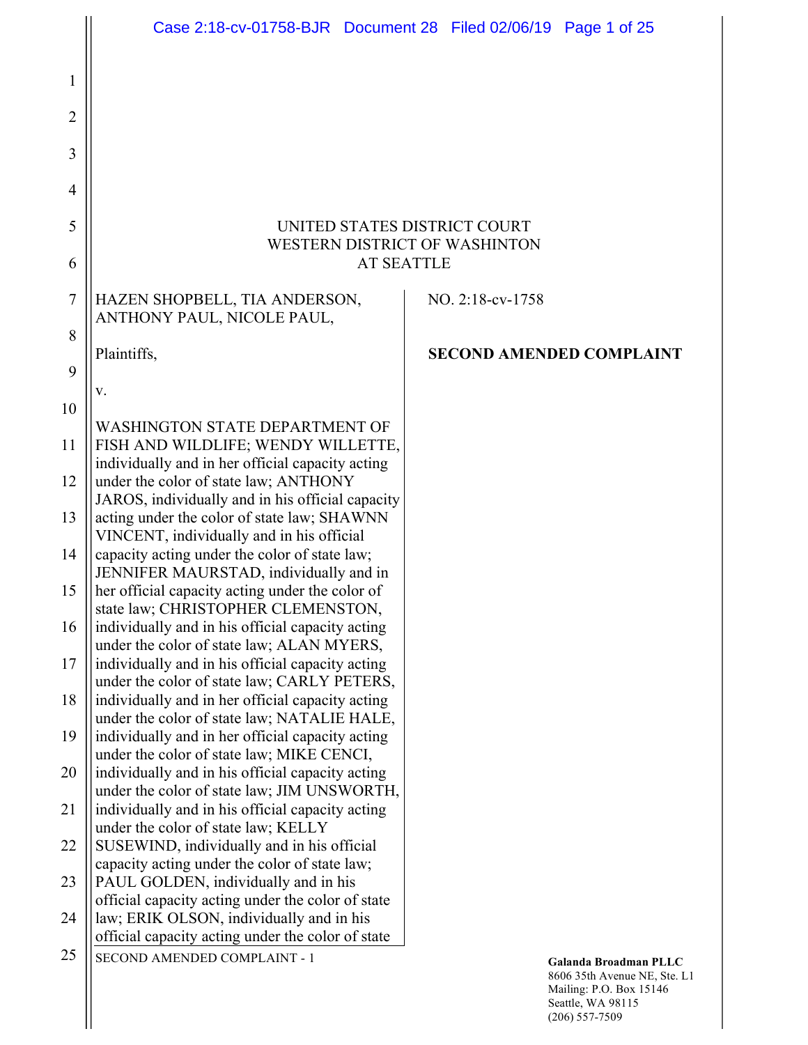UNITED STATES DISTRICT COURT
WESTERN DISTRICT OF WASHINTON
AT SEATTLE

| | |
|---|---|
| HAZEN SHOPBELL, TIA ANDERSON, ANTHONY PAUL, NICOLE PAUL,<br><br>Plaintiffs,<br><br>v.<br><br>WASHINGTON STATE DEPARTMENT OF FISH AND WILDLIFE; WENDY WILLETTE, individually and in her official capacity acting under the color of state law; ANTHONY JAROS, individually and in his official capacity acting under the color of state law; SHAWNN VINCENT, individually and in his official capacity acting under the color of state law; JENNIFER MAURSTAD, individually and in her official capacity acting under the color of state law; CHRISTOPHER CLEMENSTON, individually and in his official capacity acting under the color of state law; ALAN MYERS, individually and in his official capacity acting under the color of state law; CARLY PETERS, individually and in her official capacity acting under the color of state law; NATALIE HALE, individually and in her official capacity acting under the color of state law; MIKE CENCI, individually and in his official capacity acting under the color of state law; JIM UNSWORTH, individually and in his official capacity acting under the color of state law; KELLY SUSEWIND, individually and in his official capacity acting under the color of state law; PAUL GOLDEN, individually and in his official capacity acting under the color of state law; ERIK OLSON, individually and in his official capacity acting under the color of state | NO. 2:18-cv-1758<br><br>**SECOND AMENDED COMPLAINT** |

SECOND AMENDED COMPLAINT - 1

**Galanda Broadman PLLC**
8606 35th Avenue NE, Ste. L1
Mailing: P.O. Box 15146
Seattle, WA 98115
(206) 557-7509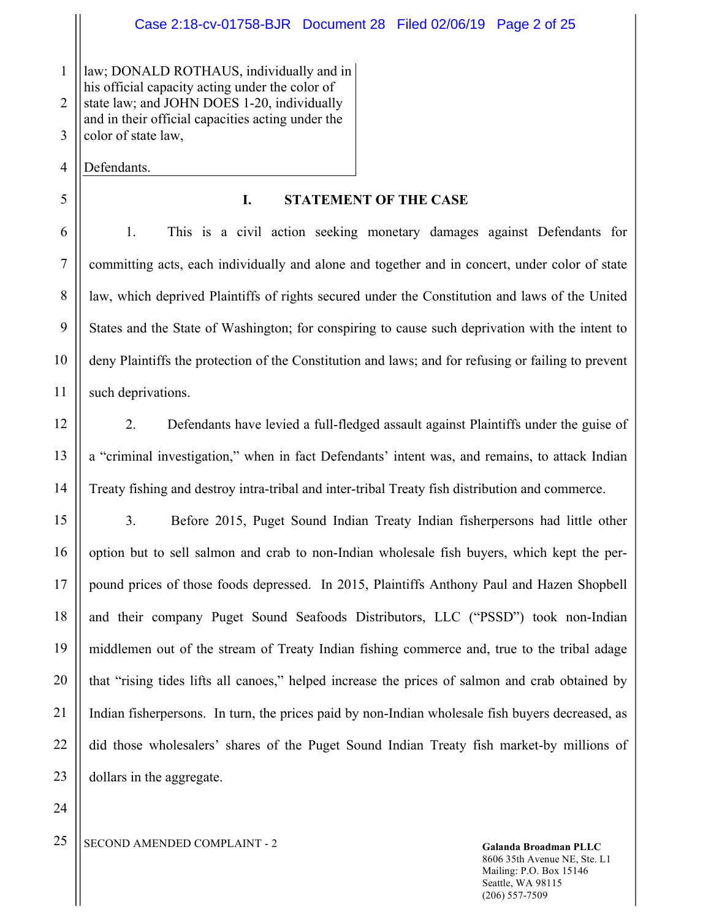law; DONALD ROTHAUS, individually and in his official capacity acting under the color of state law; and JOHN DOES 1-20, individually and in their official capacities acting under the color of state law,

Defendants.

## I. STATEMENT OF THE CASE

1. This is a civil action seeking monetary damages against Defendants for committing acts, each individually and alone and together and in concert, under color of state law, which deprived Plaintiffs of rights secured under the Constitution and laws of the United States and the State of Washington; for conspiring to cause such deprivation with the intent to deny Plaintiffs the protection of the Constitution and laws; and for refusing or failing to prevent such deprivations.

2. Defendants have levied a full-fledged assault against Plaintiffs under the guise of a "criminal investigation," when in fact Defendants' intent was, and remains, to attack Indian Treaty fishing and destroy intra-tribal and inter-tribal Treaty fish distribution and commerce.

3. Before 2015, Puget Sound Indian Treaty Indian fisherpersons had little other option but to sell salmon and crab to non-Indian wholesale fish buyers, which kept the per-pound prices of those foods depressed. In 2015, Plaintiffs Anthony Paul and Hazen Shopbell and their company Puget Sound Seafoods Distributors, LLC ("PSSD") took non-Indian middlemen out of the stream of Treaty Indian fishing commerce and, true to the tribal adage that "rising tides lifts all canoes," helped increase the prices of salmon and crab obtained by Indian fisherpersons. In turn, the prices paid by non-Indian wholesale fish buyers decreased, as did those wholesalers' shares of the Puget Sound Indian Treaty fish market-by millions of dollars in the aggregate.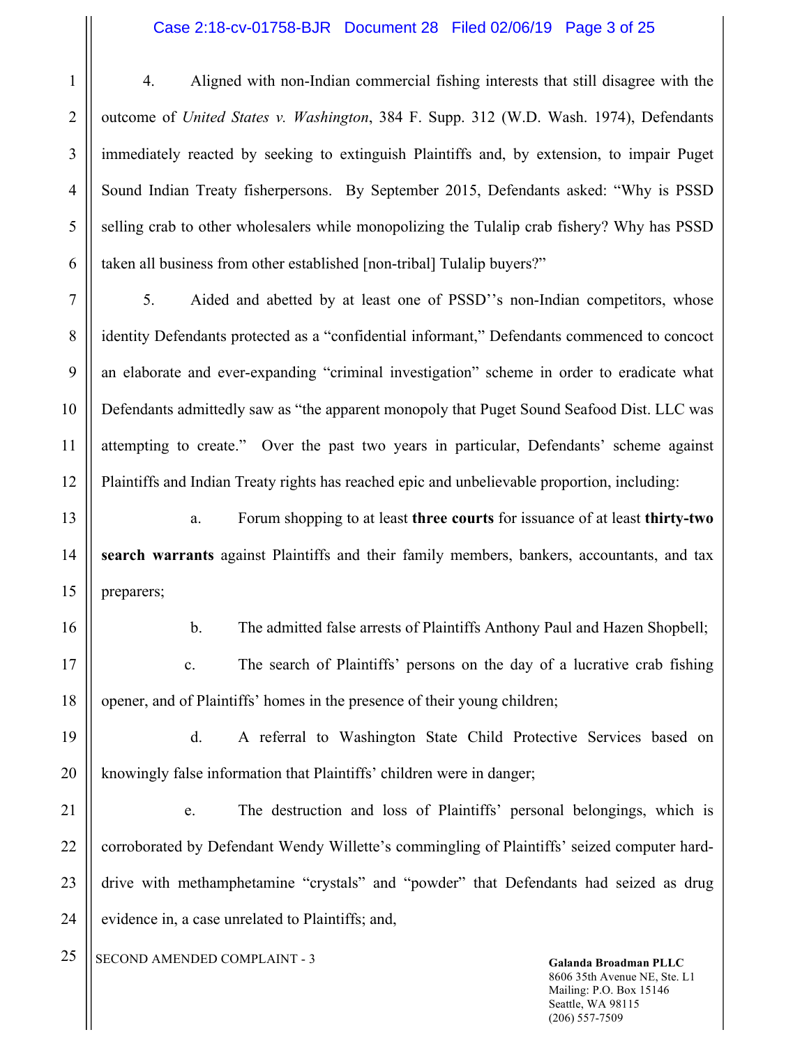4. Aligned with non-Indian commercial fishing interests that still disagree with the outcome of *United States v. Washington*, 384 F. Supp. 312 (W.D. Wash. 1974), Defendants immediately reacted by seeking to extinguish Plaintiffs and, by extension, to impair Puget Sound Indian Treaty fisherpersons. By September 2015, Defendants asked: "Why is PSSD selling crab to other wholesalers while monopolizing the Tulalip crab fishery? Why has PSSD taken all business from other established [non-tribal] Tulalip buyers?"

5. Aided and abetted by at least one of PSSD''s non-Indian competitors, whose identity Defendants protected as a "confidential informant," Defendants commenced to concoct an elaborate and ever-expanding "criminal investigation" scheme in order to eradicate what Defendants admittedly saw as "the apparent monopoly that Puget Sound Seafood Dist. LLC was attempting to create." Over the past two years in particular, Defendants' scheme against Plaintiffs and Indian Treaty rights has reached epic and unbelievable proportion, including:

a. Forum shopping to at least **three courts** for issuance of at least **thirty-two search warrants** against Plaintiffs and their family members, bankers, accountants, and tax preparers;

b. The admitted false arrests of Plaintiffs Anthony Paul and Hazen Shopbell;

c. The search of Plaintiffs' persons on the day of a lucrative crab fishing opener, and of Plaintiffs' homes in the presence of their young children;

d. A referral to Washington State Child Protective Services based on knowingly false information that Plaintiffs' children were in danger;

e. The destruction and loss of Plaintiffs' personal belongings, which is corroborated by Defendant Wendy Willette's commingling of Plaintiffs' seized computer hard-drive with methamphetamine "crystals" and "powder" that Defendants had seized as drug evidence in, a case unrelated to Plaintiffs; and,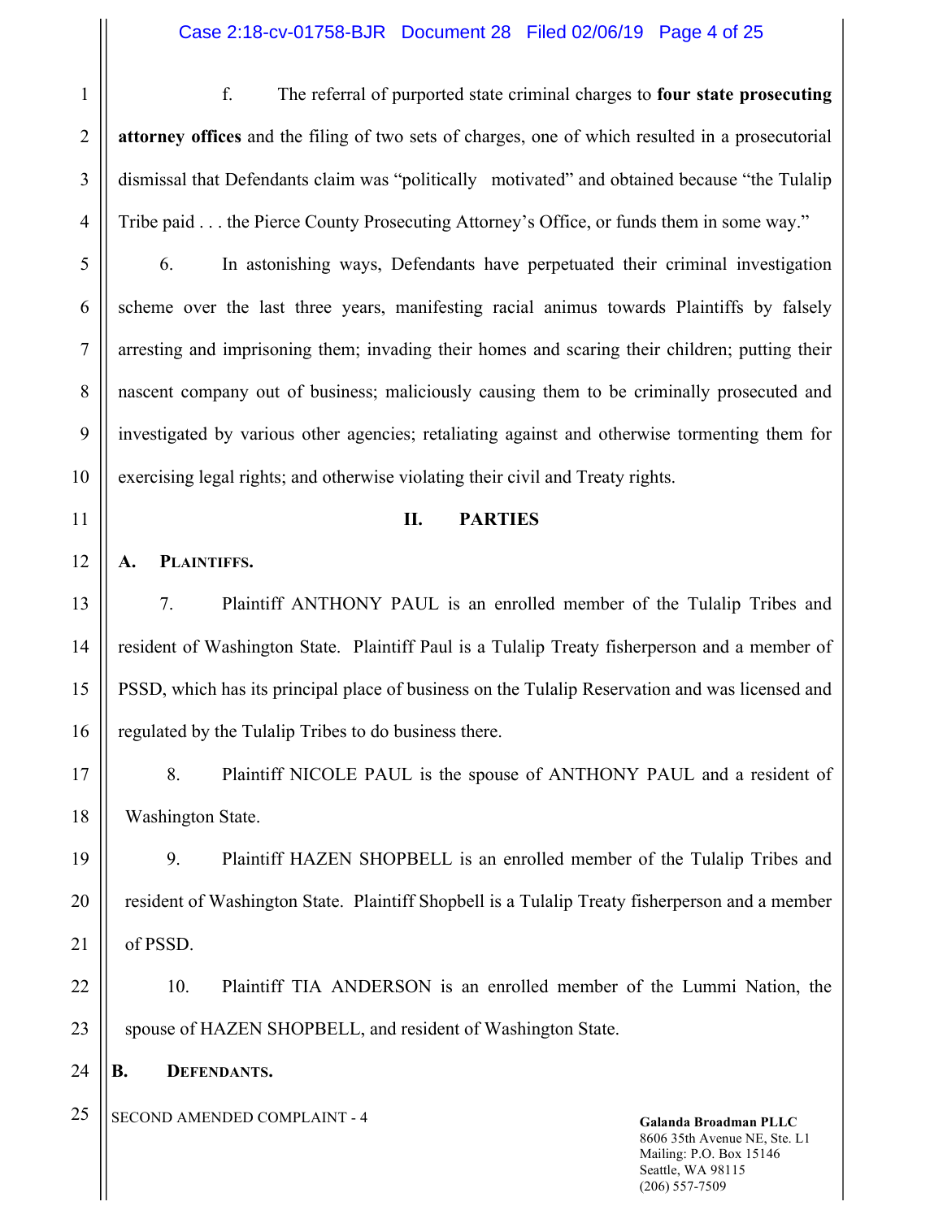f. The referral of purported state criminal charges to **four state prosecuting attorney offices** and the filing of two sets of charges, one of which resulted in a prosecutorial dismissal that Defendants claim was "politically motivated" and obtained because "the Tulalip Tribe paid . . . the Pierce County Prosecuting Attorney's Office, or funds them in some way."

6. In astonishing ways, Defendants have perpetuated their criminal investigation scheme over the last three years, manifesting racial animus towards Plaintiffs by falsely arresting and imprisoning them; invading their homes and scaring their children; putting their nascent company out of business; maliciously causing them to be criminally prosecuted and investigated by various other agencies; retaliating against and otherwise tormenting them for exercising legal rights; and otherwise violating their civil and Treaty rights.

## II. PARTIES

### A. Plaintiffs.

7. Plaintiff ANTHONY PAUL is an enrolled member of the Tulalip Tribes and resident of Washington State. Plaintiff Paul is a Tulalip Treaty fisherperson and a member of PSSD, which has its principal place of business on the Tulalip Reservation and was licensed and regulated by the Tulalip Tribes to do business there.

8. Plaintiff NICOLE PAUL is the spouse of ANTHONY PAUL and a resident of Washington State.

9. Plaintiff HAZEN SHOPBELL is an enrolled member of the Tulalip Tribes and resident of Washington State. Plaintiff Shopbell is a Tulalip Treaty fisherperson and a member of PSSD.

10. Plaintiff TIA ANDERSON is an enrolled member of the Lummi Nation, the spouse of HAZEN SHOPBELL, and resident of Washington State.

### B. Defendants.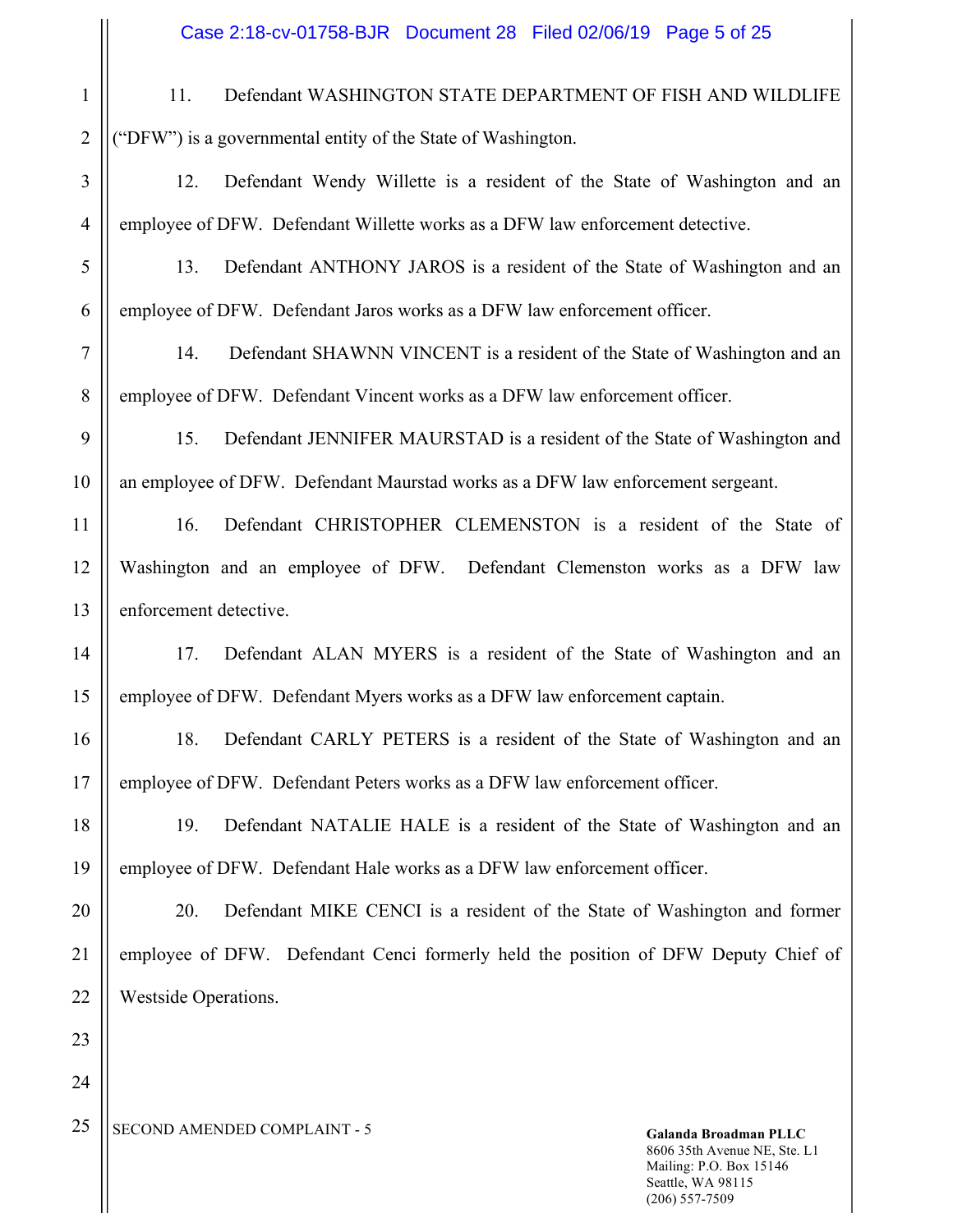11. Defendant WASHINGTON STATE DEPARTMENT OF FISH AND WILDLIFE ("DFW") is a governmental entity of the State of Washington.

12. Defendant Wendy Willette is a resident of the State of Washington and an employee of DFW. Defendant Willette works as a DFW law enforcement detective.

13. Defendant ANTHONY JAROS is a resident of the State of Washington and an employee of DFW. Defendant Jaros works as a DFW law enforcement officer.

14. Defendant SHAWNN VINCENT is a resident of the State of Washington and an employee of DFW. Defendant Vincent works as a DFW law enforcement officer.

15. Defendant JENNIFER MAURSTAD is a resident of the State of Washington and an employee of DFW. Defendant Maurstad works as a DFW law enforcement sergeant.

16. Defendant CHRISTOPHER CLEMENSTON is a resident of the State of Washington and an employee of DFW. Defendant Clemenston works as a DFW law enforcement detective.

17. Defendant ALAN MYERS is a resident of the State of Washington and an employee of DFW. Defendant Myers works as a DFW law enforcement captain.

18. Defendant CARLY PETERS is a resident of the State of Washington and an employee of DFW. Defendant Peters works as a DFW law enforcement officer.

19. Defendant NATALIE HALE is a resident of the State of Washington and an employee of DFW. Defendant Hale works as a DFW law enforcement officer.

20. Defendant MIKE CENCI is a resident of the State of Washington and former employee of DFW. Defendant Cenci formerly held the position of DFW Deputy Chief of Westside Operations.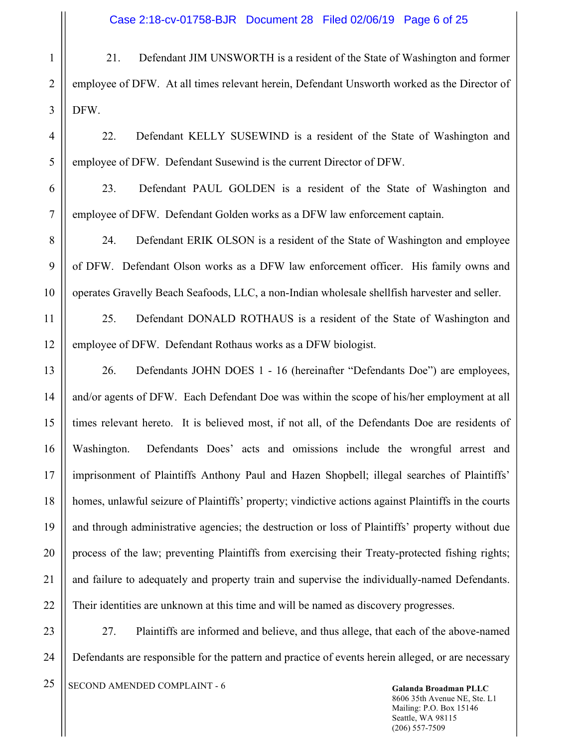21. Defendant JIM UNSWORTH is a resident of the State of Washington and former employee of DFW. At all times relevant herein, Defendant Unsworth worked as the Director of DFW.

22. Defendant KELLY SUSEWIND is a resident of the State of Washington and employee of DFW. Defendant Susewind is the current Director of DFW.

23. Defendant PAUL GOLDEN is a resident of the State of Washington and employee of DFW. Defendant Golden works as a DFW law enforcement captain.

24. Defendant ERIK OLSON is a resident of the State of Washington and employee of DFW. Defendant Olson works as a DFW law enforcement officer. His family owns and operates Gravelly Beach Seafoods, LLC, a non-Indian wholesale shellfish harvester and seller.

25. Defendant DONALD ROTHAUS is a resident of the State of Washington and employee of DFW. Defendant Rothaus works as a DFW biologist.

26. Defendants JOHN DOES 1 - 16 (hereinafter "Defendants Doe") are employees, and/or agents of DFW. Each Defendant Doe was within the scope of his/her employment at all times relevant hereto. It is believed most, if not all, of the Defendants Doe are residents of Washington. Defendants Does' acts and omissions include the wrongful arrest and imprisonment of Plaintiffs Anthony Paul and Hazen Shopbell; illegal searches of Plaintiffs' homes, unlawful seizure of Plaintiffs' property; vindictive actions against Plaintiffs in the courts and through administrative agencies; the destruction or loss of Plaintiffs' property without due process of the law; preventing Plaintiffs from exercising their Treaty-protected fishing rights; and failure to adequately and property train and supervise the individually-named Defendants. Their identities are unknown at this time and will be named as discovery progresses.

27. Plaintiffs are informed and believe, and thus allege, that each of the above-named Defendants are responsible for the pattern and practice of events herein alleged, or are necessary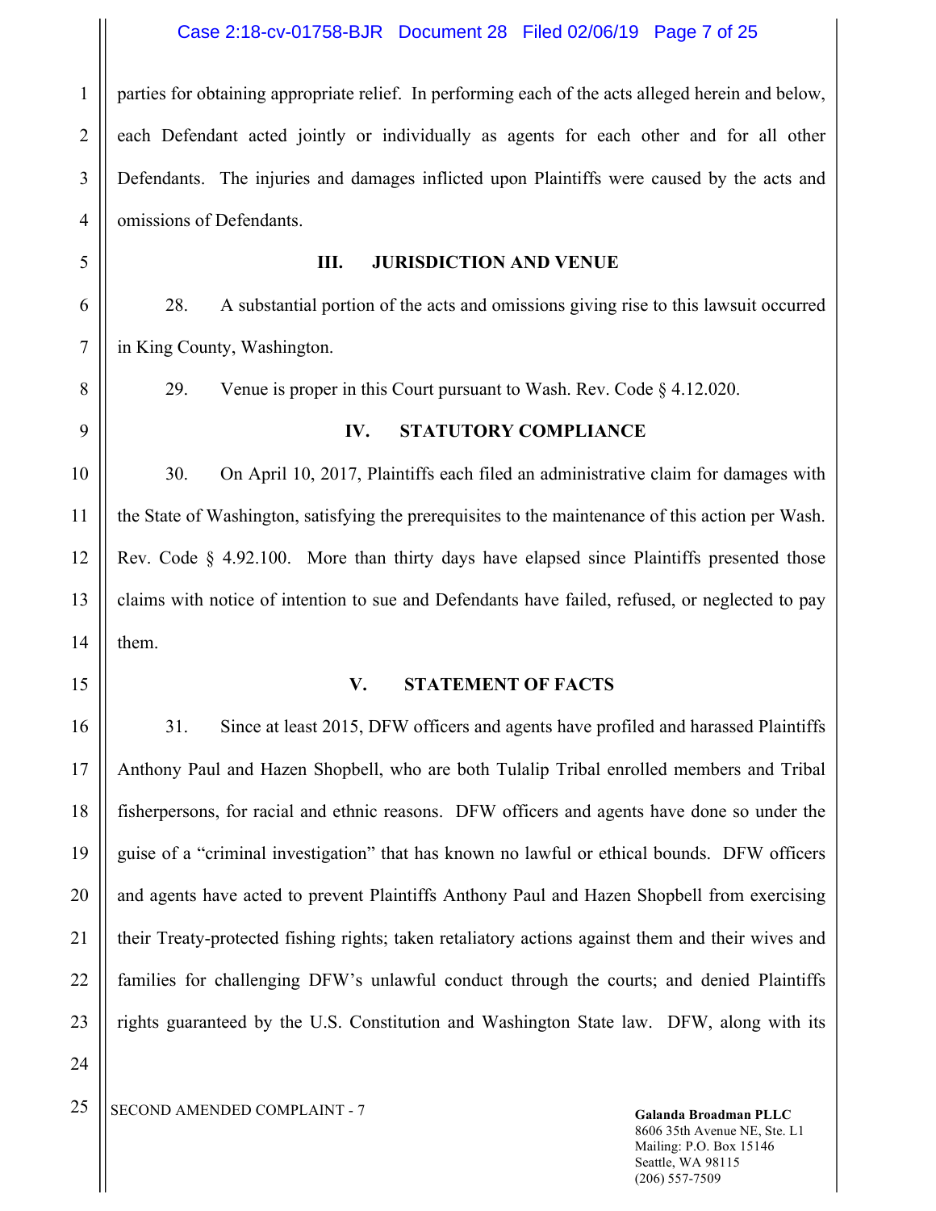parties for obtaining appropriate relief. In performing each of the acts alleged herein and below, each Defendant acted jointly or individually as agents for each other and for all other Defendants. The injuries and damages inflicted upon Plaintiffs were caused by the acts and omissions of Defendants.

## III. JURISDICTION AND VENUE

28. A substantial portion of the acts and omissions giving rise to this lawsuit occurred in King County, Washington.

29. Venue is proper in this Court pursuant to Wash. Rev. Code § 4.12.020.

## IV. STATUTORY COMPLIANCE

30. On April 10, 2017, Plaintiffs each filed an administrative claim for damages with the State of Washington, satisfying the prerequisites to the maintenance of this action per Wash. Rev. Code § 4.92.100. More than thirty days have elapsed since Plaintiffs presented those claims with notice of intention to sue and Defendants have failed, refused, or neglected to pay them.

## V. STATEMENT OF FACTS

31. Since at least 2015, DFW officers and agents have profiled and harassed Plaintiffs Anthony Paul and Hazen Shopbell, who are both Tulalip Tribal enrolled members and Tribal fisherpersons, for racial and ethnic reasons. DFW officers and agents have done so under the guise of a "criminal investigation" that has known no lawful or ethical bounds. DFW officers and agents have acted to prevent Plaintiffs Anthony Paul and Hazen Shopbell from exercising their Treaty-protected fishing rights; taken retaliatory actions against them and their wives and families for challenging DFW's unlawful conduct through the courts; and denied Plaintiffs rights guaranteed by the U.S. Constitution and Washington State law. DFW, along with its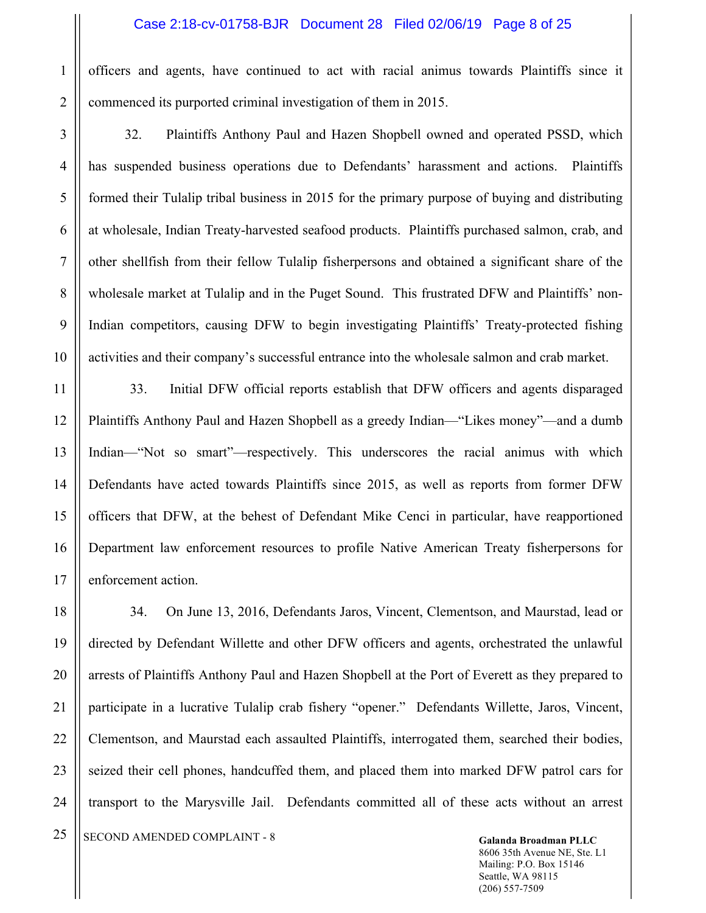officers and agents, have continued to act with racial animus towards Plaintiffs since it commenced its purported criminal investigation of them in 2015.

32. Plaintiffs Anthony Paul and Hazen Shopbell owned and operated PSSD, which has suspended business operations due to Defendants' harassment and actions. Plaintiffs formed their Tulalip tribal business in 2015 for the primary purpose of buying and distributing at wholesale, Indian Treaty-harvested seafood products. Plaintiffs purchased salmon, crab, and other shellfish from their fellow Tulalip fisherpersons and obtained a significant share of the wholesale market at Tulalip and in the Puget Sound. This frustrated DFW and Plaintiffs' non-Indian competitors, causing DFW to begin investigating Plaintiffs' Treaty-protected fishing activities and their company's successful entrance into the wholesale salmon and crab market.

33. Initial DFW official reports establish that DFW officers and agents disparaged Plaintiffs Anthony Paul and Hazen Shopbell as a greedy Indian—"Likes money"—and a dumb Indian—"Not so smart"—respectively. This underscores the racial animus with which Defendants have acted towards Plaintiffs since 2015, as well as reports from former DFW officers that DFW, at the behest of Defendant Mike Cenci in particular, have reapportioned Department law enforcement resources to profile Native American Treaty fisherpersons for enforcement action.

34. On June 13, 2016, Defendants Jaros, Vincent, Clementson, and Maurstad, lead or directed by Defendant Willette and other DFW officers and agents, orchestrated the unlawful arrests of Plaintiffs Anthony Paul and Hazen Shopbell at the Port of Everett as they prepared to participate in a lucrative Tulalip crab fishery "opener." Defendants Willette, Jaros, Vincent, Clementson, and Maurstad each assaulted Plaintiffs, interrogated them, searched their bodies, seized their cell phones, handcuffed them, and placed them into marked DFW patrol cars for transport to the Marysville Jail. Defendants committed all of these acts without an arrest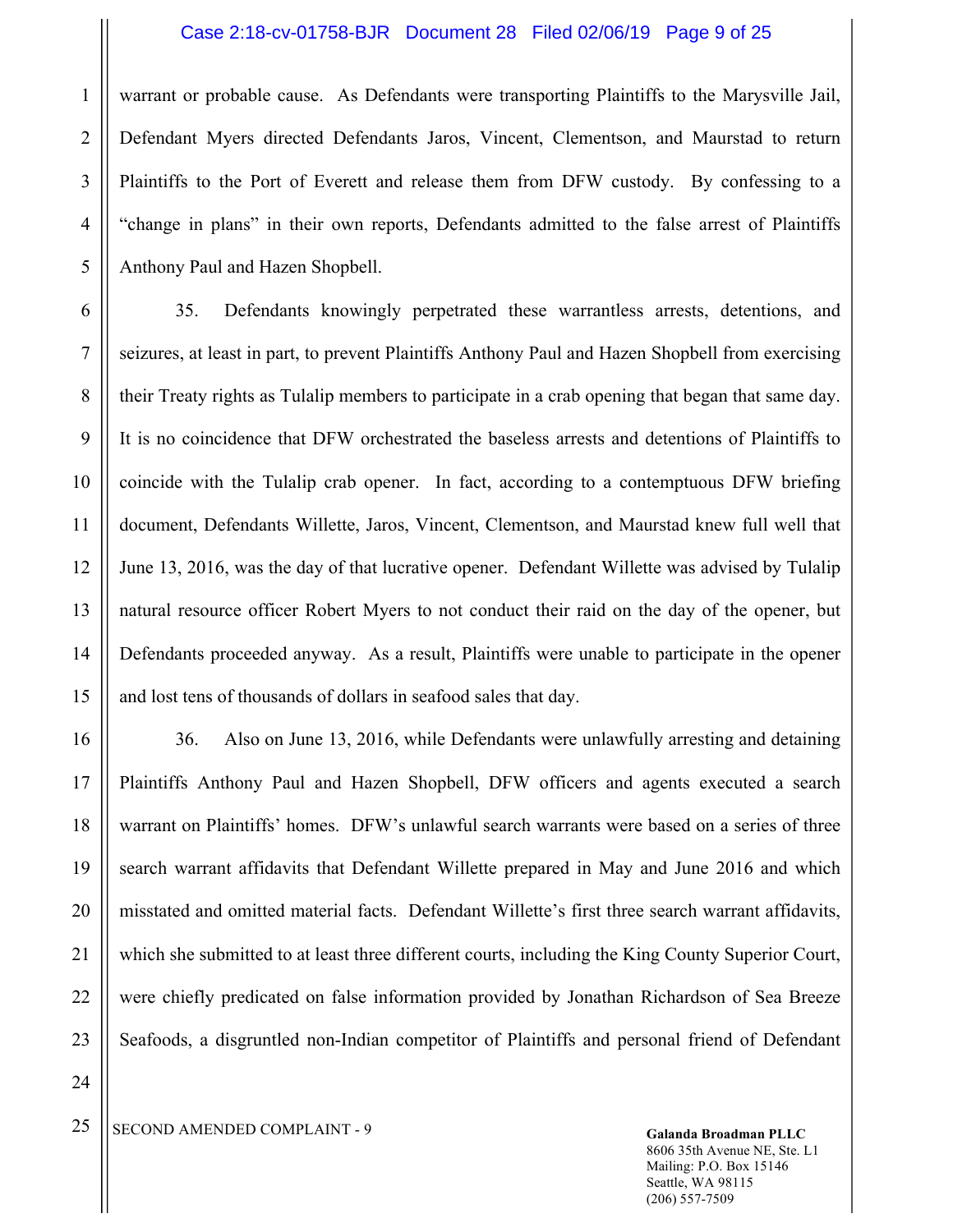warrant or probable cause. As Defendants were transporting Plaintiffs to the Marysville Jail, Defendant Myers directed Defendants Jaros, Vincent, Clementson, and Maurstad to return Plaintiffs to the Port of Everett and release them from DFW custody. By confessing to a "change in plans" in their own reports, Defendants admitted to the false arrest of Plaintiffs Anthony Paul and Hazen Shopbell.

35. Defendants knowingly perpetrated these warrantless arrests, detentions, and seizures, at least in part, to prevent Plaintiffs Anthony Paul and Hazen Shopbell from exercising their Treaty rights as Tulalip members to participate in a crab opening that began that same day. It is no coincidence that DFW orchestrated the baseless arrests and detentions of Plaintiffs to coincide with the Tulalip crab opener. In fact, according to a contemptuous DFW briefing document, Defendants Willette, Jaros, Vincent, Clementson, and Maurstad knew full well that June 13, 2016, was the day of that lucrative opener. Defendant Willette was advised by Tulalip natural resource officer Robert Myers to not conduct their raid on the day of the opener, but Defendants proceeded anyway. As a result, Plaintiffs were unable to participate in the opener and lost tens of thousands of dollars in seafood sales that day.

36. Also on June 13, 2016, while Defendants were unlawfully arresting and detaining Plaintiffs Anthony Paul and Hazen Shopbell, DFW officers and agents executed a search warrant on Plaintiffs' homes. DFW's unlawful search warrants were based on a series of three search warrant affidavits that Defendant Willette prepared in May and June 2016 and which misstated and omitted material facts. Defendant Willette's first three search warrant affidavits, which she submitted to at least three different courts, including the King County Superior Court, were chiefly predicated on false information provided by Jonathan Richardson of Sea Breeze Seafoods, a disgruntled non-Indian competitor of Plaintiffs and personal friend of Defendant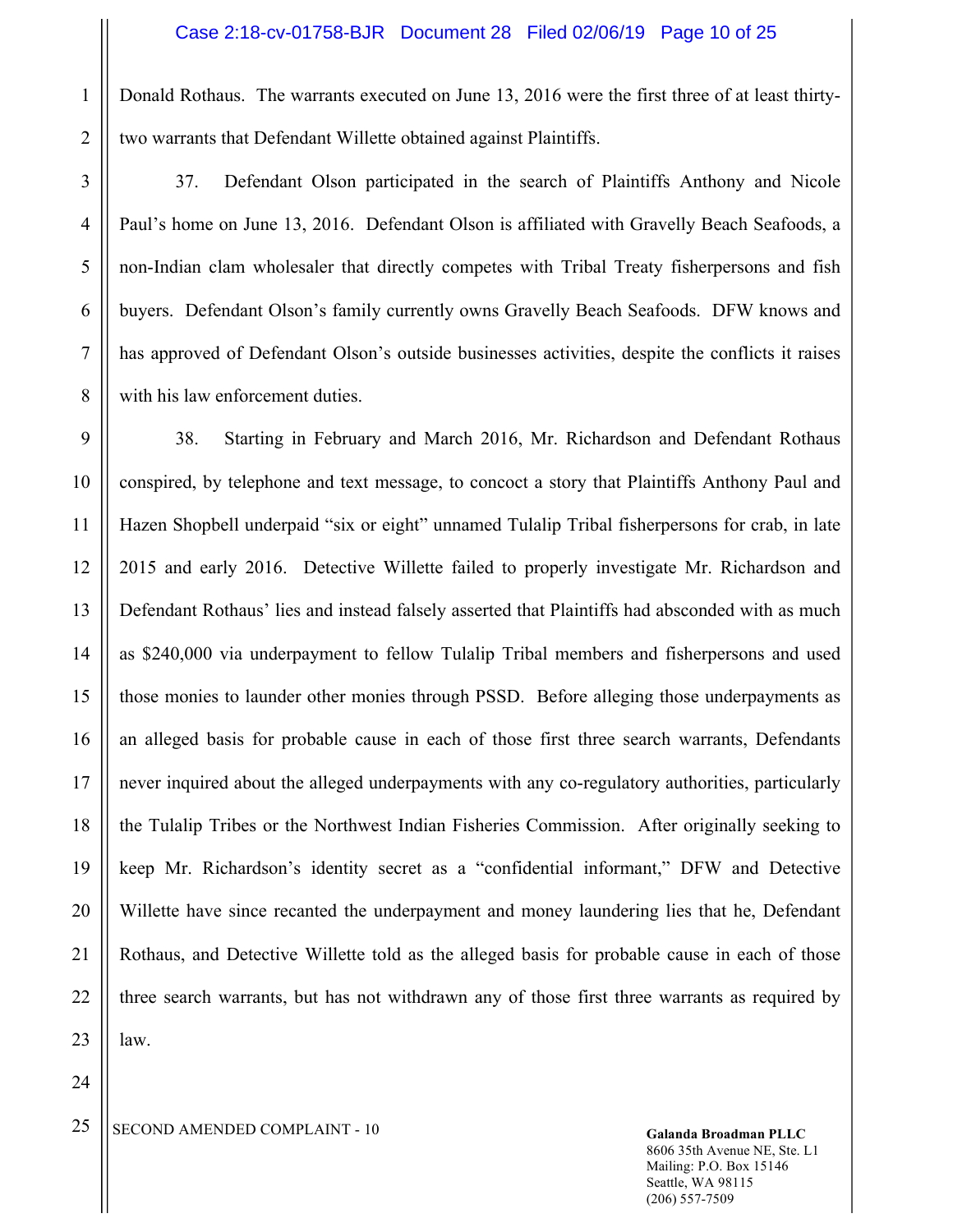Donald Rothaus. The warrants executed on June 13, 2016 were the first three of at least thirty-two warrants that Defendant Willette obtained against Plaintiffs.

37. Defendant Olson participated in the search of Plaintiffs Anthony and Nicole Paul's home on June 13, 2016. Defendant Olson is affiliated with Gravelly Beach Seafoods, a non-Indian clam wholesaler that directly competes with Tribal Treaty fisherpersons and fish buyers. Defendant Olson's family currently owns Gravelly Beach Seafoods. DFW knows and has approved of Defendant Olson's outside businesses activities, despite the conflicts it raises with his law enforcement duties.

38. Starting in February and March 2016, Mr. Richardson and Defendant Rothaus conspired, by telephone and text message, to concoct a story that Plaintiffs Anthony Paul and Hazen Shopbell underpaid "six or eight" unnamed Tulalip Tribal fisherpersons for crab, in late 2015 and early 2016. Detective Willette failed to properly investigate Mr. Richardson and Defendant Rothaus' lies and instead falsely asserted that Plaintiffs had absconded with as much as $240,000 via underpayment to fellow Tulalip Tribal members and fisherpersons and used those monies to launder other monies through PSSD. Before alleging those underpayments as an alleged basis for probable cause in each of those first three search warrants, Defendants never inquired about the alleged underpayments with any co-regulatory authorities, particularly the Tulalip Tribes or the Northwest Indian Fisheries Commission. After originally seeking to keep Mr. Richardson's identity secret as a "confidential informant," DFW and Detective Willette have since recanted the underpayment and money laundering lies that he, Defendant Rothaus, and Detective Willette told as the alleged basis for probable cause in each of those three search warrants, but has not withdrawn any of those first three warrants as required by law.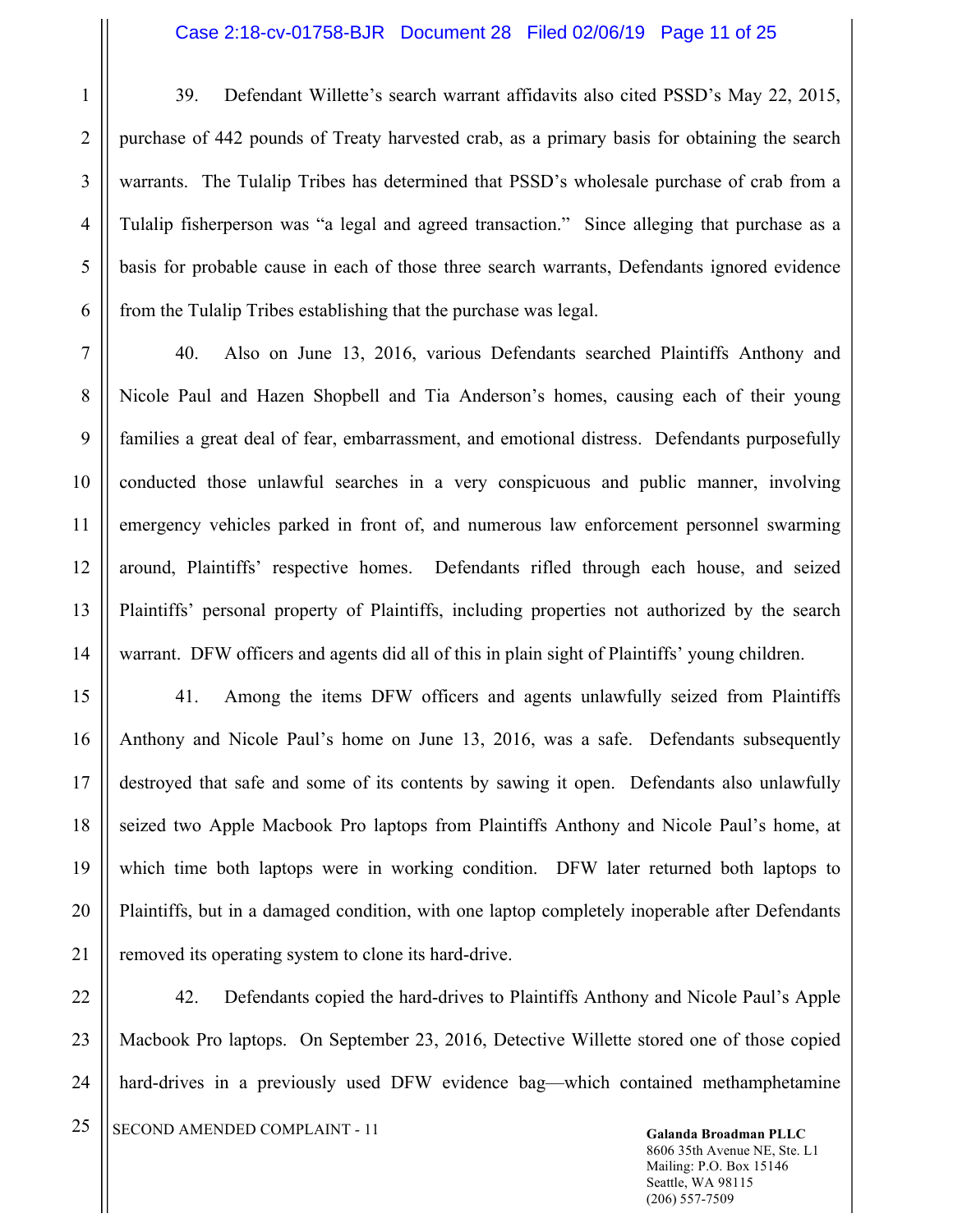39. Defendant Willette's search warrant affidavits also cited PSSD's May 22, 2015, purchase of 442 pounds of Treaty harvested crab, as a primary basis for obtaining the search warrants. The Tulalip Tribes has determined that PSSD's wholesale purchase of crab from a Tulalip fisherperson was "a legal and agreed transaction." Since alleging that purchase as a basis for probable cause in each of those three search warrants, Defendants ignored evidence from the Tulalip Tribes establishing that the purchase was legal.

40. Also on June 13, 2016, various Defendants searched Plaintiffs Anthony and Nicole Paul and Hazen Shopbell and Tia Anderson's homes, causing each of their young families a great deal of fear, embarrassment, and emotional distress. Defendants purposefully conducted those unlawful searches in a very conspicuous and public manner, involving emergency vehicles parked in front of, and numerous law enforcement personnel swarming around, Plaintiffs' respective homes. Defendants rifled through each house, and seized Plaintiffs' personal property of Plaintiffs, including properties not authorized by the search warrant. DFW officers and agents did all of this in plain sight of Plaintiffs' young children.

41. Among the items DFW officers and agents unlawfully seized from Plaintiffs Anthony and Nicole Paul's home on June 13, 2016, was a safe. Defendants subsequently destroyed that safe and some of its contents by sawing it open. Defendants also unlawfully seized two Apple Macbook Pro laptops from Plaintiffs Anthony and Nicole Paul's home, at which time both laptops were in working condition. DFW later returned both laptops to Plaintiffs, but in a damaged condition, with one laptop completely inoperable after Defendants removed its operating system to clone its hard-drive.

42. Defendants copied the hard-drives to Plaintiffs Anthony and Nicole Paul's Apple Macbook Pro laptops. On September 23, 2016, Detective Willette stored one of those copied hard-drives in a previously used DFW evidence bag—which contained methamphetamine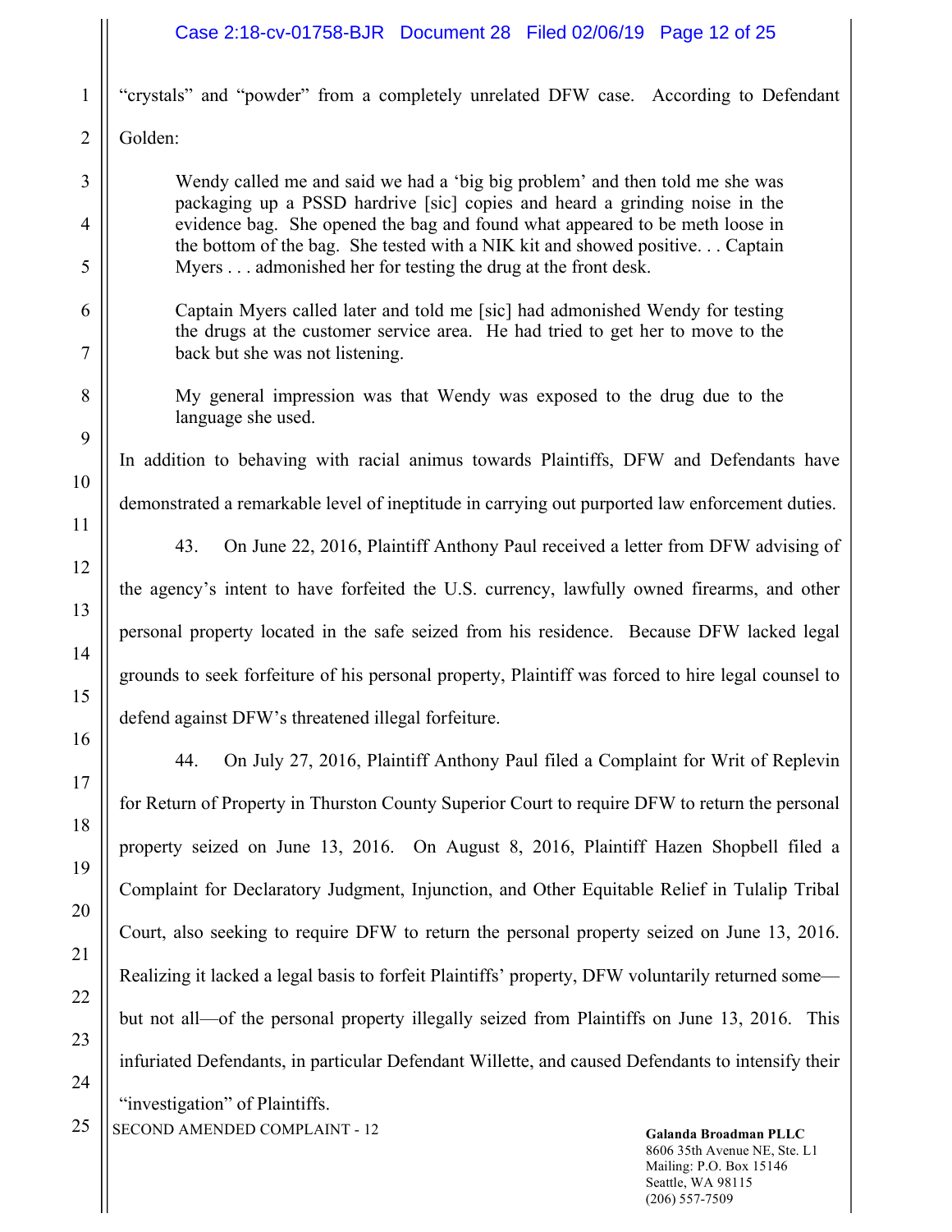"crystals" and "powder" from a completely unrelated DFW case. According to Defendant Golden:

> Wendy called me and said we had a 'big big problem' and then told me she was packaging up a PSSD hardrive [sic] copies and heard a grinding noise in the evidence bag. She opened the bag and found what appeared to be meth loose in the bottom of the bag. She tested with a NIK kit and showed positive. . . Captain Myers . . . admonished her for testing the drug at the front desk.
>
> Captain Myers called later and told me [sic] had admonished Wendy for testing the drugs at the customer service area. He had tried to get her to move to the back but she was not listening.
>
> My general impression was that Wendy was exposed to the drug due to the language she used.

In addition to behaving with racial animus towards Plaintiffs, DFW and Defendants have demonstrated a remarkable level of ineptitude in carrying out purported law enforcement duties.

43. On June 22, 2016, Plaintiff Anthony Paul received a letter from DFW advising of the agency's intent to have forfeited the U.S. currency, lawfully owned firearms, and other personal property located in the safe seized from his residence. Because DFW lacked legal grounds to seek forfeiture of his personal property, Plaintiff was forced to hire legal counsel to defend against DFW's threatened illegal forfeiture.

44. On July 27, 2016, Plaintiff Anthony Paul filed a Complaint for Writ of Replevin for Return of Property in Thurston County Superior Court to require DFW to return the personal property seized on June 13, 2016. On August 8, 2016, Plaintiff Hazen Shopbell filed a Complaint for Declaratory Judgment, Injunction, and Other Equitable Relief in Tulalip Tribal Court, also seeking to require DFW to return the personal property seized on June 13, 2016. Realizing it lacked a legal basis to forfeit Plaintiffs' property, DFW voluntarily returned some—but not all—of the personal property illegally seized from Plaintiffs on June 13, 2016. This infuriated Defendants, in particular Defendant Willette, and caused Defendants to intensify their "investigation" of Plaintiffs.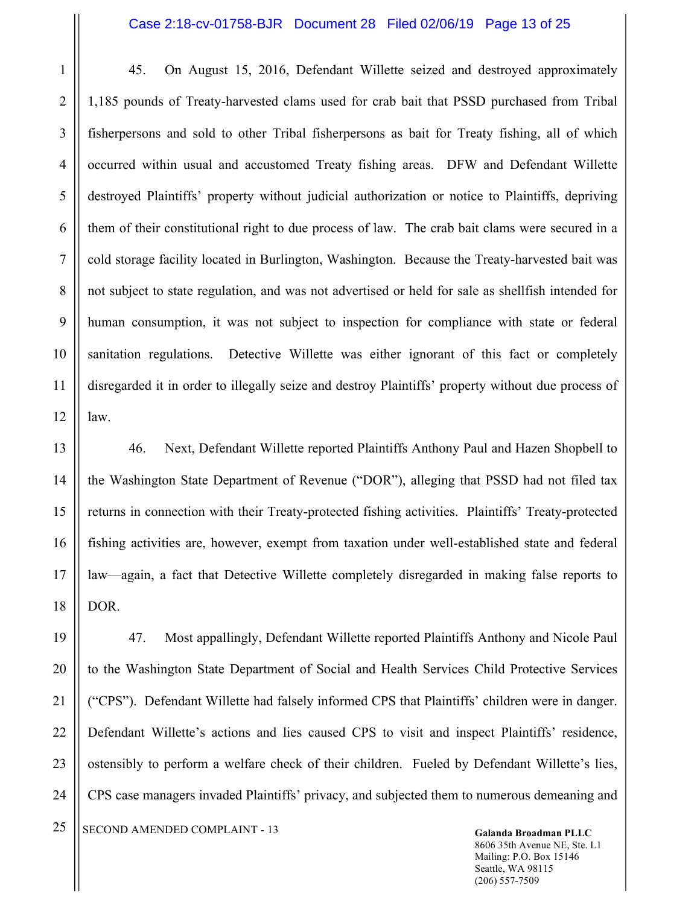45. On August 15, 2016, Defendant Willette seized and destroyed approximately 1,185 pounds of Treaty-harvested clams used for crab bait that PSSD purchased from Tribal fisherpersons and sold to other Tribal fisherpersons as bait for Treaty fishing, all of which occurred within usual and accustomed Treaty fishing areas. DFW and Defendant Willette destroyed Plaintiffs' property without judicial authorization or notice to Plaintiffs, depriving them of their constitutional right to due process of law. The crab bait clams were secured in a cold storage facility located in Burlington, Washington. Because the Treaty-harvested bait was not subject to state regulation, and was not advertised or held for sale as shellfish intended for human consumption, it was not subject to inspection for compliance with state or federal sanitation regulations. Detective Willette was either ignorant of this fact or completely disregarded it in order to illegally seize and destroy Plaintiffs' property without due process of law.

46. Next, Defendant Willette reported Plaintiffs Anthony Paul and Hazen Shopbell to the Washington State Department of Revenue ("DOR"), alleging that PSSD had not filed tax returns in connection with their Treaty-protected fishing activities. Plaintiffs' Treaty-protected fishing activities are, however, exempt from taxation under well-established state and federal law—again, a fact that Detective Willette completely disregarded in making false reports to DOR.

47. Most appallingly, Defendant Willette reported Plaintiffs Anthony and Nicole Paul to the Washington State Department of Social and Health Services Child Protective Services ("CPS"). Defendant Willette had falsely informed CPS that Plaintiffs' children were in danger. Defendant Willette's actions and lies caused CPS to visit and inspect Plaintiffs' residence, ostensibly to perform a welfare check of their children. Fueled by Defendant Willette's lies, CPS case managers invaded Plaintiffs' privacy, and subjected them to numerous demeaning and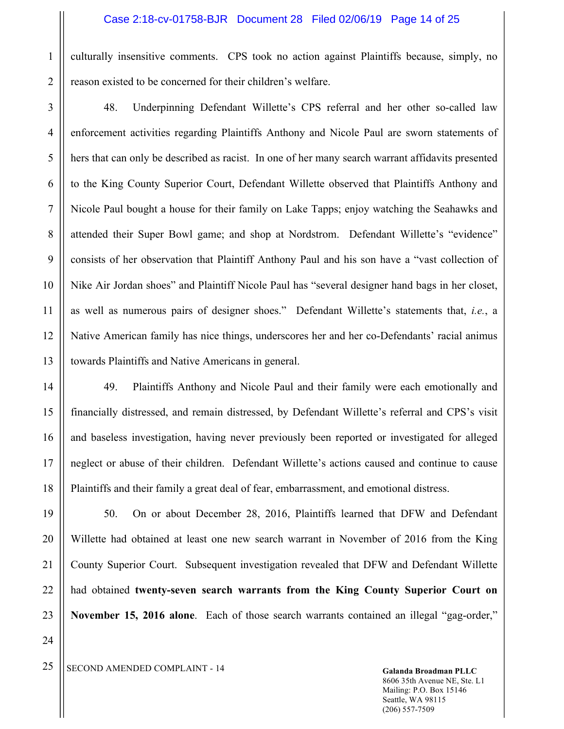culturally insensitive comments. CPS took no action against Plaintiffs because, simply, no reason existed to be concerned for their children's welfare.

48. Underpinning Defendant Willette's CPS referral and her other so-called law enforcement activities regarding Plaintiffs Anthony and Nicole Paul are sworn statements of hers that can only be described as racist. In one of her many search warrant affidavits presented to the King County Superior Court, Defendant Willette observed that Plaintiffs Anthony and Nicole Paul bought a house for their family on Lake Tapps; enjoy watching the Seahawks and attended their Super Bowl game; and shop at Nordstrom. Defendant Willette's "evidence" consists of her observation that Plaintiff Anthony Paul and his son have a "vast collection of Nike Air Jordan shoes" and Plaintiff Nicole Paul has "several designer hand bags in her closet, as well as numerous pairs of designer shoes." Defendant Willette's statements that, *i.e.*, a Native American family has nice things, underscores her and her co-Defendants' racial animus towards Plaintiffs and Native Americans in general.

49. Plaintiffs Anthony and Nicole Paul and their family were each emotionally and financially distressed, and remain distressed, by Defendant Willette's referral and CPS's visit and baseless investigation, having never previously been reported or investigated for alleged neglect or abuse of their children. Defendant Willette's actions caused and continue to cause Plaintiffs and their family a great deal of fear, embarrassment, and emotional distress.

50. On or about December 28, 2016, Plaintiffs learned that DFW and Defendant Willette had obtained at least one new search warrant in November of 2016 from the King County Superior Court. Subsequent investigation revealed that DFW and Defendant Willette had obtained **twenty-seven search warrants from the King County Superior Court on November 15, 2016 alone**. Each of those search warrants contained an illegal "gag-order,"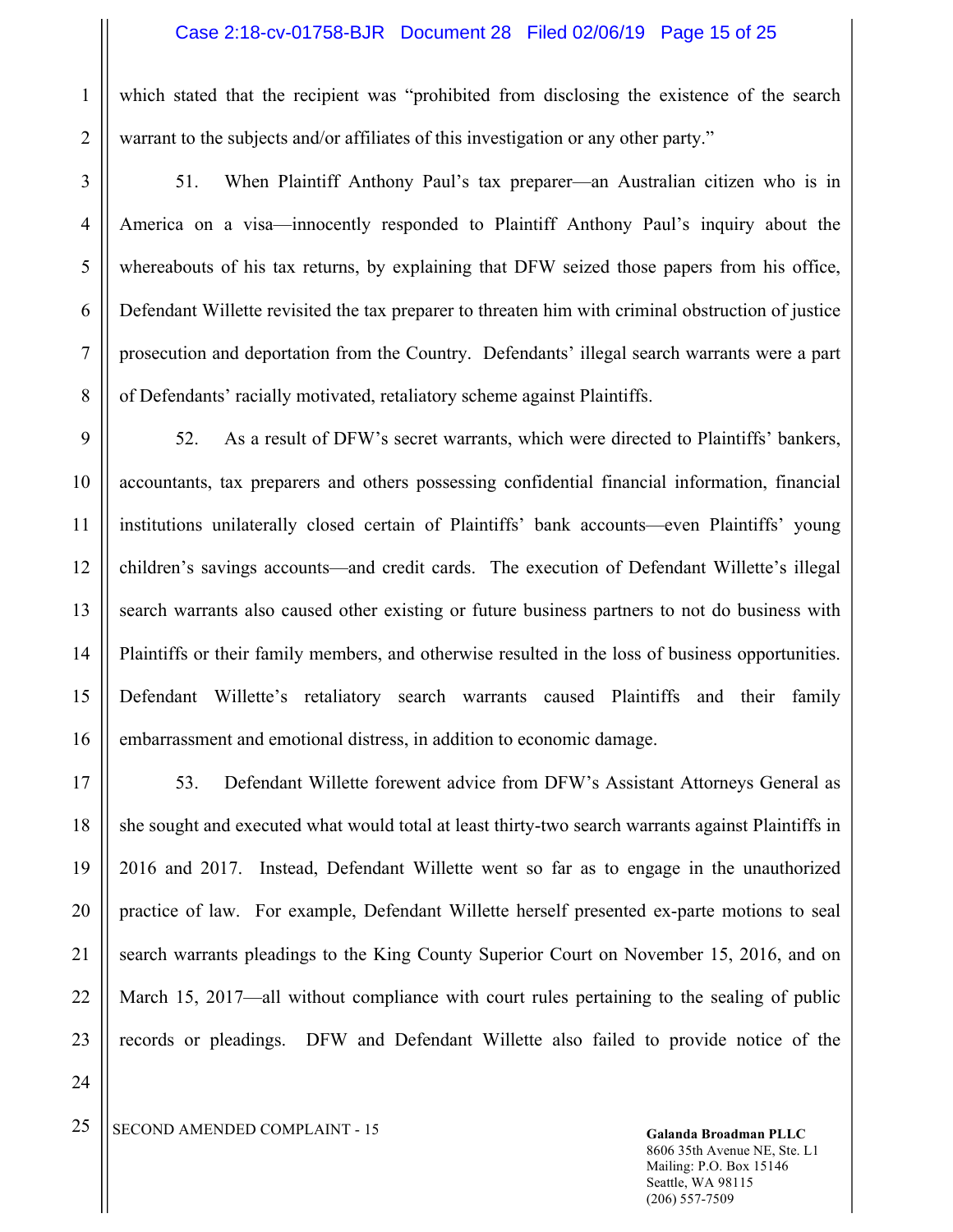which stated that the recipient was "prohibited from disclosing the existence of the search warrant to the subjects and/or affiliates of this investigation or any other party."

51. When Plaintiff Anthony Paul's tax preparer—an Australian citizen who is in America on a visa—innocently responded to Plaintiff Anthony Paul's inquiry about the whereabouts of his tax returns, by explaining that DFW seized those papers from his office, Defendant Willette revisited the tax preparer to threaten him with criminal obstruction of justice prosecution and deportation from the Country. Defendants' illegal search warrants were a part of Defendants' racially motivated, retaliatory scheme against Plaintiffs.

52. As a result of DFW's secret warrants, which were directed to Plaintiffs' bankers, accountants, tax preparers and others possessing confidential financial information, financial institutions unilaterally closed certain of Plaintiffs' bank accounts—even Plaintiffs' young children's savings accounts—and credit cards. The execution of Defendant Willette's illegal search warrants also caused other existing or future business partners to not do business with Plaintiffs or their family members, and otherwise resulted in the loss of business opportunities. Defendant Willette's retaliatory search warrants caused Plaintiffs and their family embarrassment and emotional distress, in addition to economic damage.

53. Defendant Willette forewent advice from DFW's Assistant Attorneys General as she sought and executed what would total at least thirty-two search warrants against Plaintiffs in 2016 and 2017. Instead, Defendant Willette went so far as to engage in the unauthorized practice of law. For example, Defendant Willette herself presented ex-parte motions to seal search warrants pleadings to the King County Superior Court on November 15, 2016, and on March 15, 2017—all without compliance with court rules pertaining to the sealing of public records or pleadings. DFW and Defendant Willette also failed to provide notice of the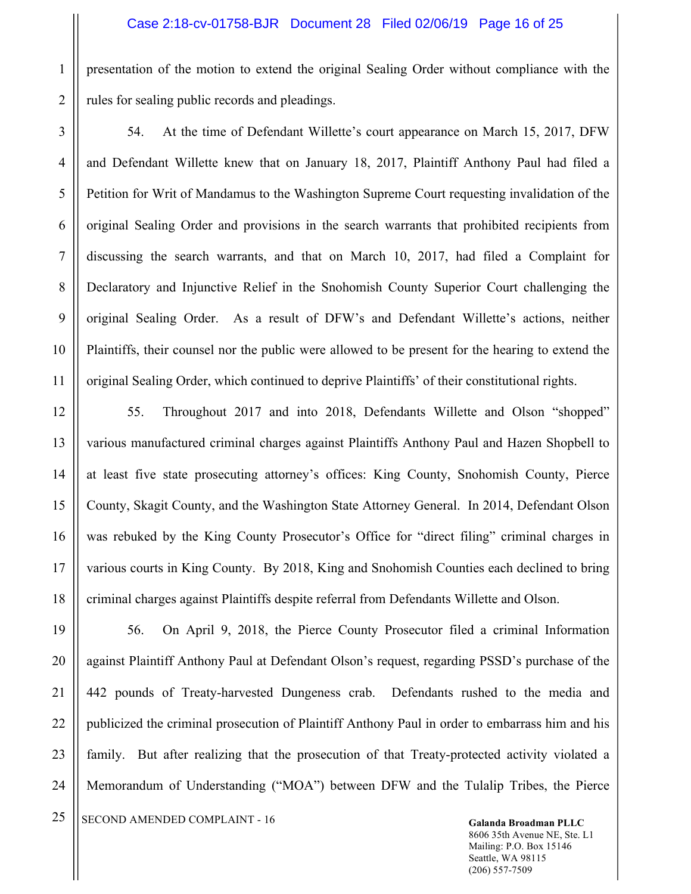presentation of the motion to extend the original Sealing Order without compliance with the rules for sealing public records and pleadings.

54. At the time of Defendant Willette's court appearance on March 15, 2017, DFW and Defendant Willette knew that on January 18, 2017, Plaintiff Anthony Paul had filed a Petition for Writ of Mandamus to the Washington Supreme Court requesting invalidation of the original Sealing Order and provisions in the search warrants that prohibited recipients from discussing the search warrants, and that on March 10, 2017, had filed a Complaint for Declaratory and Injunctive Relief in the Snohomish County Superior Court challenging the original Sealing Order. As a result of DFW's and Defendant Willette's actions, neither Plaintiffs, their counsel nor the public were allowed to be present for the hearing to extend the original Sealing Order, which continued to deprive Plaintiffs' of their constitutional rights.

55. Throughout 2017 and into 2018, Defendants Willette and Olson "shopped" various manufactured criminal charges against Plaintiffs Anthony Paul and Hazen Shopbell to at least five state prosecuting attorney's offices: King County, Snohomish County, Pierce County, Skagit County, and the Washington State Attorney General. In 2014, Defendant Olson was rebuked by the King County Prosecutor's Office for "direct filing" criminal charges in various courts in King County. By 2018, King and Snohomish Counties each declined to bring criminal charges against Plaintiffs despite referral from Defendants Willette and Olson.

56. On April 9, 2018, the Pierce County Prosecutor filed a criminal Information against Plaintiff Anthony Paul at Defendant Olson's request, regarding PSSD's purchase of the 442 pounds of Treaty-harvested Dungeness crab. Defendants rushed to the media and publicized the criminal prosecution of Plaintiff Anthony Paul in order to embarrass him and his family. But after realizing that the prosecution of that Treaty-protected activity violated a Memorandum of Understanding ("MOA") between DFW and the Tulalip Tribes, the Pierce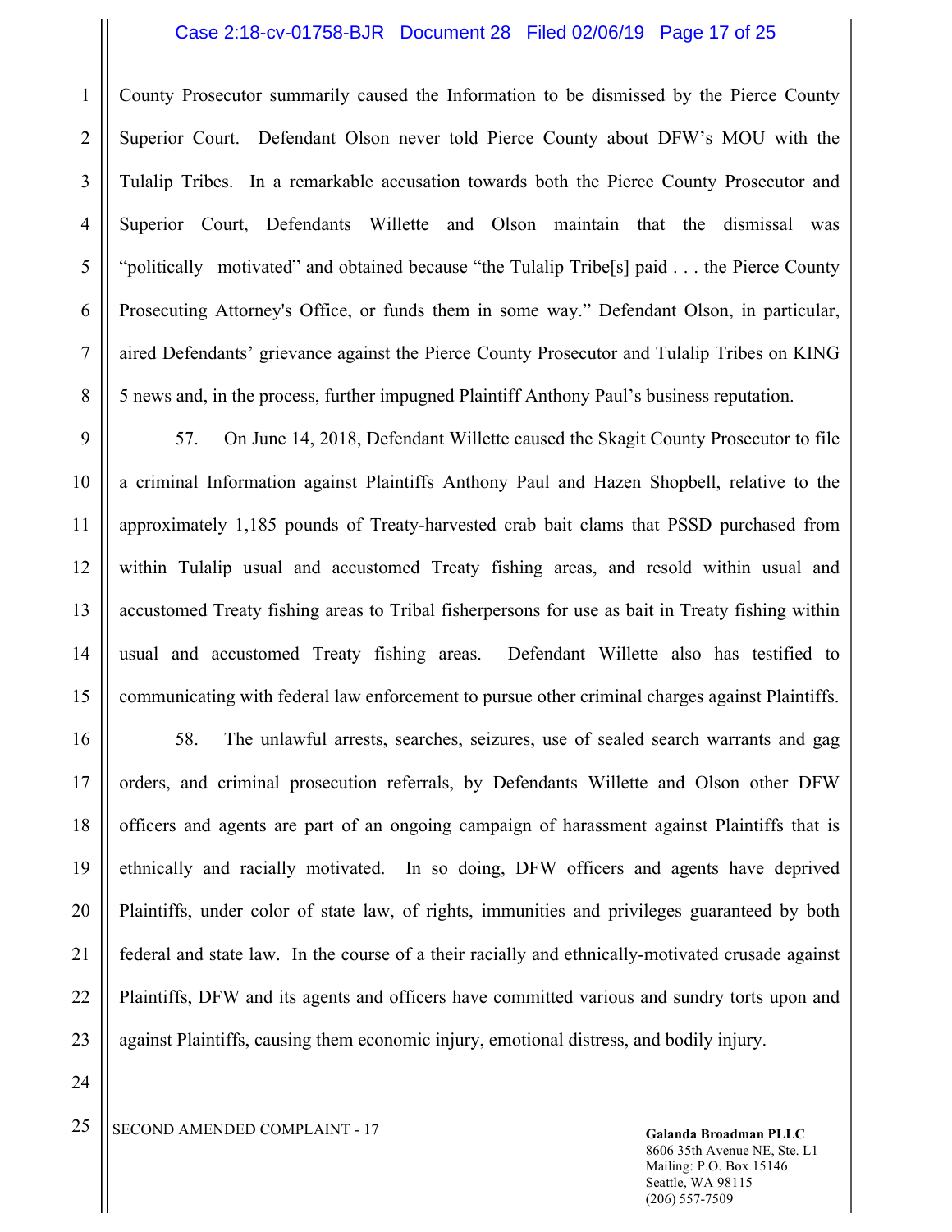County Prosecutor summarily caused the Information to be dismissed by the Pierce County Superior Court. Defendant Olson never told Pierce County about DFW's MOU with the Tulalip Tribes. In a remarkable accusation towards both the Pierce County Prosecutor and Superior Court, Defendants Willette and Olson maintain that the dismissal was "politically motivated" and obtained because "the Tulalip Tribe[s] paid . . . the Pierce County Prosecuting Attorney's Office, or funds them in some way." Defendant Olson, in particular, aired Defendants' grievance against the Pierce County Prosecutor and Tulalip Tribes on KING 5 news and, in the process, further impugned Plaintiff Anthony Paul's business reputation.

57. On June 14, 2018, Defendant Willette caused the Skagit County Prosecutor to file a criminal Information against Plaintiffs Anthony Paul and Hazen Shopbell, relative to the approximately 1,185 pounds of Treaty-harvested crab bait clams that PSSD purchased from within Tulalip usual and accustomed Treaty fishing areas, and resold within usual and accustomed Treaty fishing areas to Tribal fisherpersons for use as bait in Treaty fishing within usual and accustomed Treaty fishing areas. Defendant Willette also has testified to communicating with federal law enforcement to pursue other criminal charges against Plaintiffs.

58. The unlawful arrests, searches, seizures, use of sealed search warrants and gag orders, and criminal prosecution referrals, by Defendants Willette and Olson other DFW officers and agents are part of an ongoing campaign of harassment against Plaintiffs that is ethnically and racially motivated. In so doing, DFW officers and agents have deprived Plaintiffs, under color of state law, of rights, immunities and privileges guaranteed by both federal and state law. In the course of a their racially and ethnically-motivated crusade against Plaintiffs, DFW and its agents and officers have committed various and sundry torts upon and against Plaintiffs, causing them economic injury, emotional distress, and bodily injury.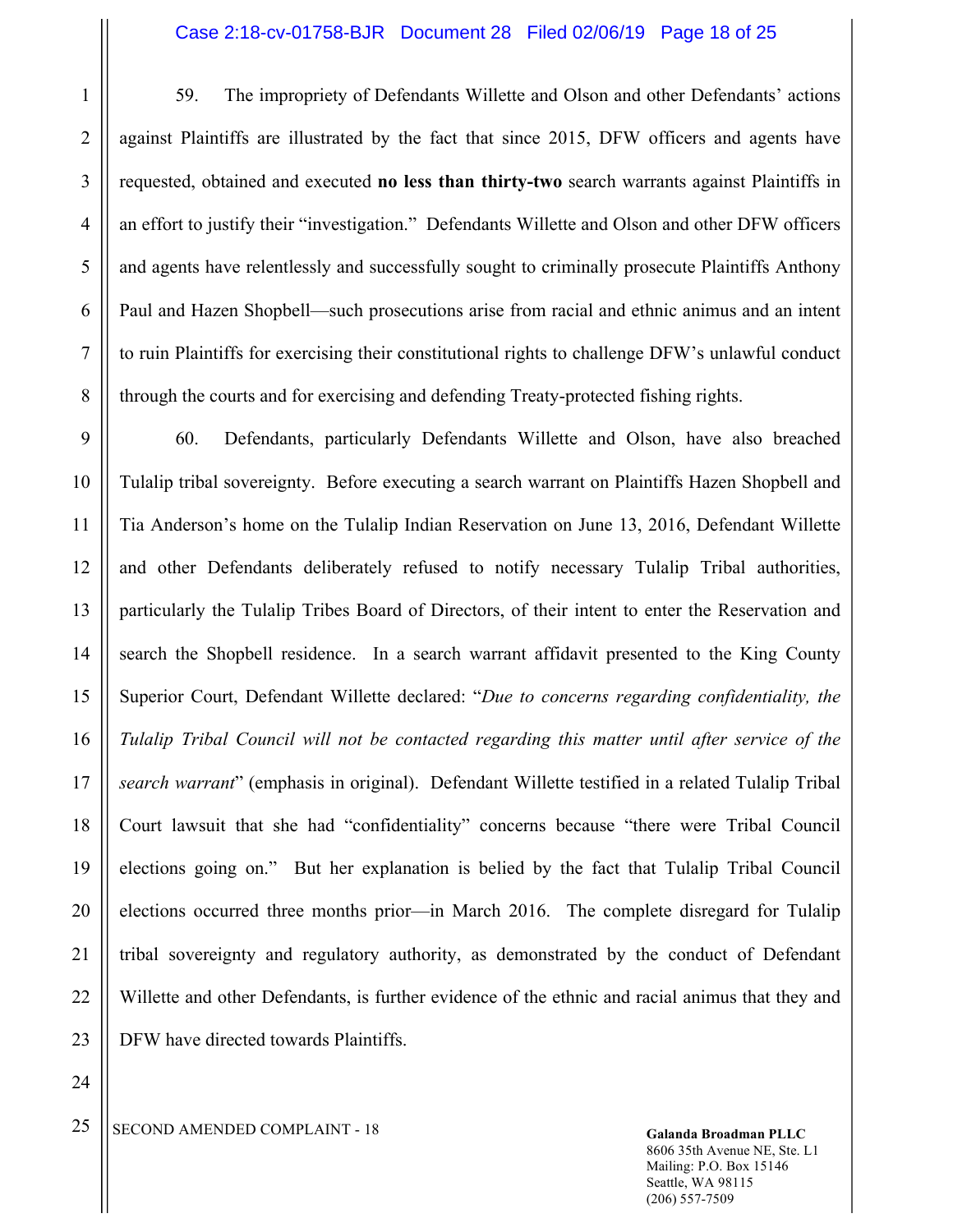59. The impropriety of Defendants Willette and Olson and other Defendants' actions against Plaintiffs are illustrated by the fact that since 2015, DFW officers and agents have requested, obtained and executed **no less than thirty-two** search warrants against Plaintiffs in an effort to justify their "investigation." Defendants Willette and Olson and other DFW officers and agents have relentlessly and successfully sought to criminally prosecute Plaintiffs Anthony Paul and Hazen Shopbell—such prosecutions arise from racial and ethnic animus and an intent to ruin Plaintiffs for exercising their constitutional rights to challenge DFW's unlawful conduct through the courts and for exercising and defending Treaty-protected fishing rights.

60. Defendants, particularly Defendants Willette and Olson, have also breached Tulalip tribal sovereignty. Before executing a search warrant on Plaintiffs Hazen Shopbell and Tia Anderson's home on the Tulalip Indian Reservation on June 13, 2016, Defendant Willette and other Defendants deliberately refused to notify necessary Tulalip Tribal authorities, particularly the Tulalip Tribes Board of Directors, of their intent to enter the Reservation and search the Shopbell residence. In a search warrant affidavit presented to the King County Superior Court, Defendant Willette declared: "*Due to concerns regarding confidentiality, the Tulalip Tribal Council will not be contacted regarding this matter until after service of the search warrant*" (emphasis in original). Defendant Willette testified in a related Tulalip Tribal Court lawsuit that she had "confidentiality" concerns because "there were Tribal Council elections going on." But her explanation is belied by the fact that Tulalip Tribal Council elections occurred three months prior—in March 2016. The complete disregard for Tulalip tribal sovereignty and regulatory authority, as demonstrated by the conduct of Defendant Willette and other Defendants, is further evidence of the ethnic and racial animus that they and DFW have directed towards Plaintiffs.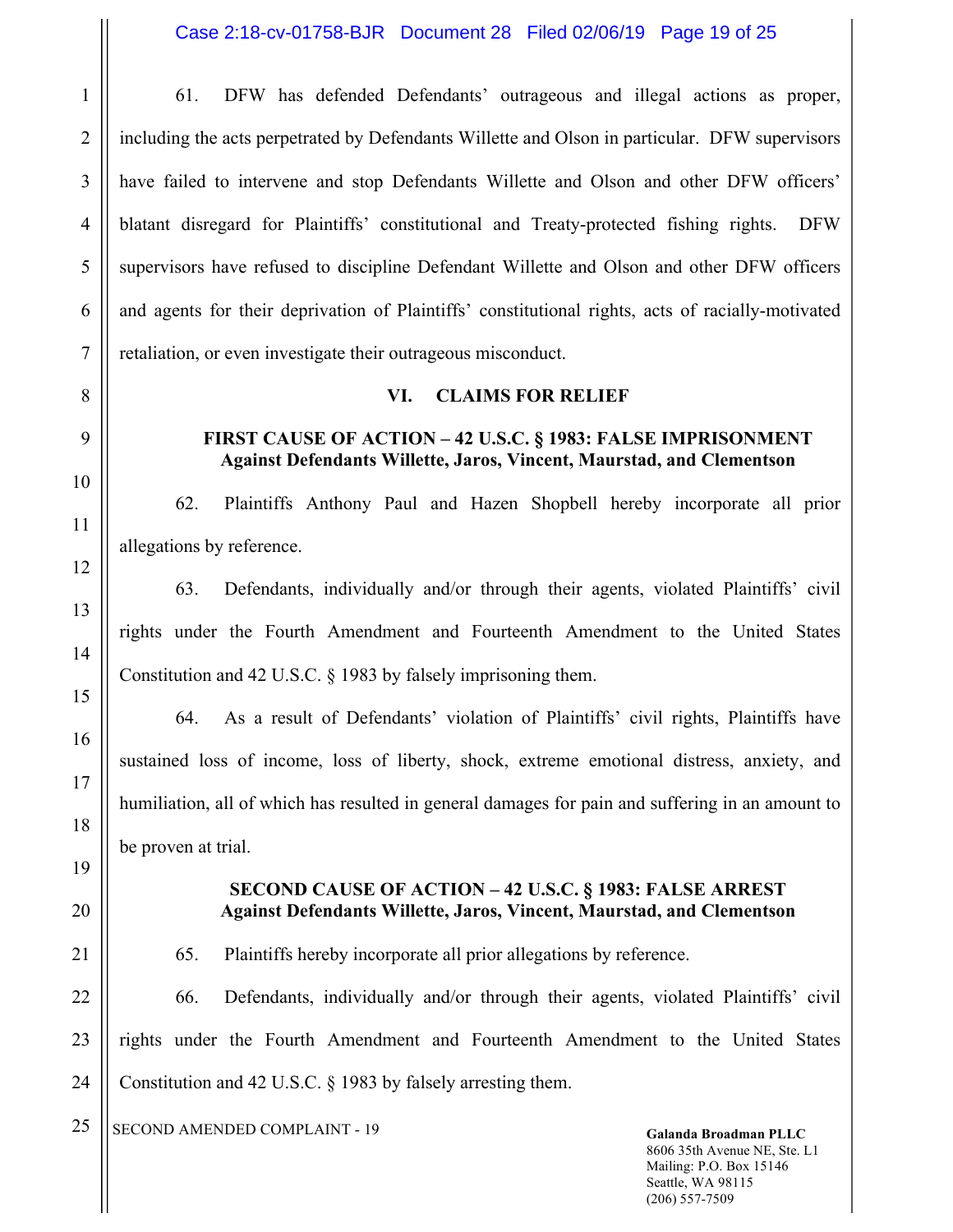61. DFW has defended Defendants' outrageous and illegal actions as proper, including the acts perpetrated by Defendants Willette and Olson in particular. DFW supervisors have failed to intervene and stop Defendants Willette and Olson and other DFW officers' blatant disregard for Plaintiffs' constitutional and Treaty-protected fishing rights. DFW supervisors have refused to discipline Defendant Willette and Olson and other DFW officers and agents for their deprivation of Plaintiffs' constitutional rights, acts of racially-motivated retaliation, or even investigate their outrageous misconduct.

## VI. CLAIMS FOR RELIEF

### FIRST CAUSE OF ACTION – 42 U.S.C. § 1983: FALSE IMPRISONMENT
### Against Defendants Willette, Jaros, Vincent, Maurstad, and Clementson

62. Plaintiffs Anthony Paul and Hazen Shopbell hereby incorporate all prior allegations by reference.

63. Defendants, individually and/or through their agents, violated Plaintiffs' civil rights under the Fourth Amendment and Fourteenth Amendment to the United States Constitution and 42 U.S.C. § 1983 by falsely imprisoning them.

64. As a result of Defendants' violation of Plaintiffs' civil rights, Plaintiffs have sustained loss of income, loss of liberty, shock, extreme emotional distress, anxiety, and humiliation, all of which has resulted in general damages for pain and suffering in an amount to be proven at trial.

### SECOND CAUSE OF ACTION – 42 U.S.C. § 1983: FALSE ARREST
### Against Defendants Willette, Jaros, Vincent, Maurstad, and Clementson

65. Plaintiffs hereby incorporate all prior allegations by reference.

66. Defendants, individually and/or through their agents, violated Plaintiffs' civil rights under the Fourth Amendment and Fourteenth Amendment to the United States Constitution and 42 U.S.C. § 1983 by falsely arresting them.

SECOND AMENDED COMPLAINT - 19

**Galanda Broadman PLLC**
8606 35th Avenue NE, Ste. L1
Mailing: P.O. Box 15146
Seattle, WA 98115
(206) 557-7509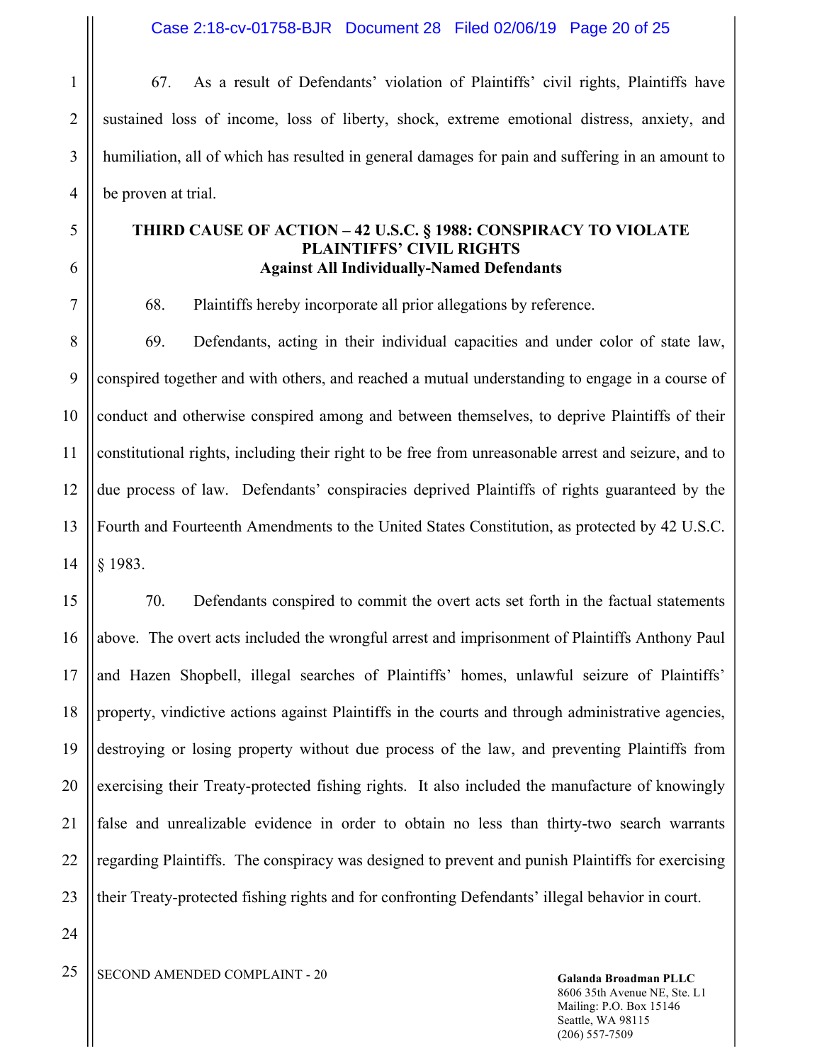67. As a result of Defendants' violation of Plaintiffs' civil rights, Plaintiffs have sustained loss of income, loss of liberty, shock, extreme emotional distress, anxiety, and humiliation, all of which has resulted in general damages for pain and suffering in an amount to be proven at trial.

**THIRD CAUSE OF ACTION – 42 U.S.C. § 1988: CONSPIRACY TO VIOLATE PLAINTIFFS' CIVIL RIGHTS**
**Against All Individually-Named Defendants**

68. Plaintiffs hereby incorporate all prior allegations by reference.

69. Defendants, acting in their individual capacities and under color of state law, conspired together and with others, and reached a mutual understanding to engage in a course of conduct and otherwise conspired among and between themselves, to deprive Plaintiffs of their constitutional rights, including their right to be free from unreasonable arrest and seizure, and to due process of law. Defendants' conspiracies deprived Plaintiffs of rights guaranteed by the Fourth and Fourteenth Amendments to the United States Constitution, as protected by 42 U.S.C. § 1983.

70. Defendants conspired to commit the overt acts set forth in the factual statements above. The overt acts included the wrongful arrest and imprisonment of Plaintiffs Anthony Paul and Hazen Shopbell, illegal searches of Plaintiffs' homes, unlawful seizure of Plaintiffs' property, vindictive actions against Plaintiffs in the courts and through administrative agencies, destroying or losing property without due process of the law, and preventing Plaintiffs from exercising their Treaty-protected fishing rights. It also included the manufacture of knowingly false and unrealizable evidence in order to obtain no less than thirty-two search warrants regarding Plaintiffs. The conspiracy was designed to prevent and punish Plaintiffs for exercising their Treaty-protected fishing rights and for confronting Defendants' illegal behavior in court.

SECOND AMENDED COMPLAINT - 20

**Galanda Broadman PLLC**
8606 35th Avenue NE, Ste. L1
Mailing: P.O. Box 15146
Seattle, WA 98115
(206) 557-7509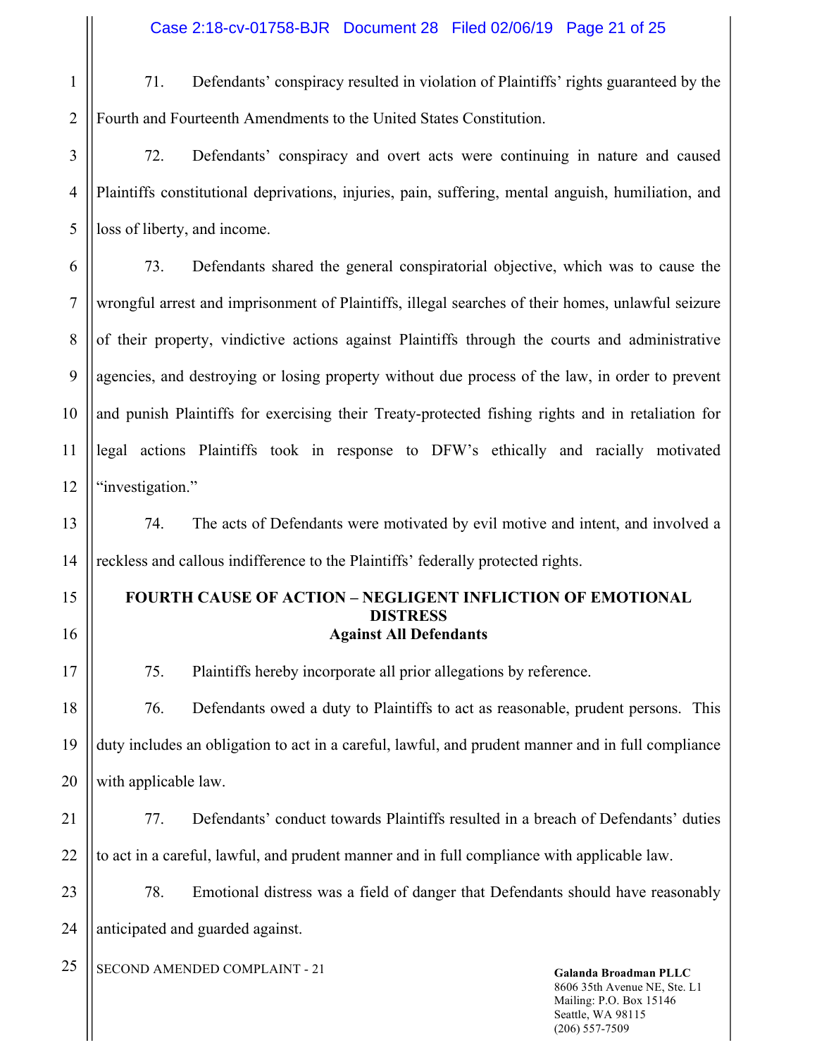71. Defendants' conspiracy resulted in violation of Plaintiffs' rights guaranteed by the Fourth and Fourteenth Amendments to the United States Constitution.

72. Defendants' conspiracy and overt acts were continuing in nature and caused Plaintiffs constitutional deprivations, injuries, pain, suffering, mental anguish, humiliation, and loss of liberty, and income.

73. Defendants shared the general conspiratorial objective, which was to cause the wrongful arrest and imprisonment of Plaintiffs, illegal searches of their homes, unlawful seizure of their property, vindictive actions against Plaintiffs through the courts and administrative agencies, and destroying or losing property without due process of the law, in order to prevent and punish Plaintiffs for exercising their Treaty-protected fishing rights and in retaliation for legal actions Plaintiffs took in response to DFW's ethically and racially motivated "investigation."

74. The acts of Defendants were motivated by evil motive and intent, and involved a reckless and callous indifference to the Plaintiffs' federally protected rights.

**FOURTH CAUSE OF ACTION – NEGLIGENT INFLICTION OF EMOTIONAL DISTRESS**
**Against All Defendants**

75. Plaintiffs hereby incorporate all prior allegations by reference.

76. Defendants owed a duty to Plaintiffs to act as reasonable, prudent persons. This duty includes an obligation to act in a careful, lawful, and prudent manner and in full compliance with applicable law.

77. Defendants' conduct towards Plaintiffs resulted in a breach of Defendants' duties to act in a careful, lawful, and prudent manner and in full compliance with applicable law.

78. Emotional distress was a field of danger that Defendants should have reasonably anticipated and guarded against.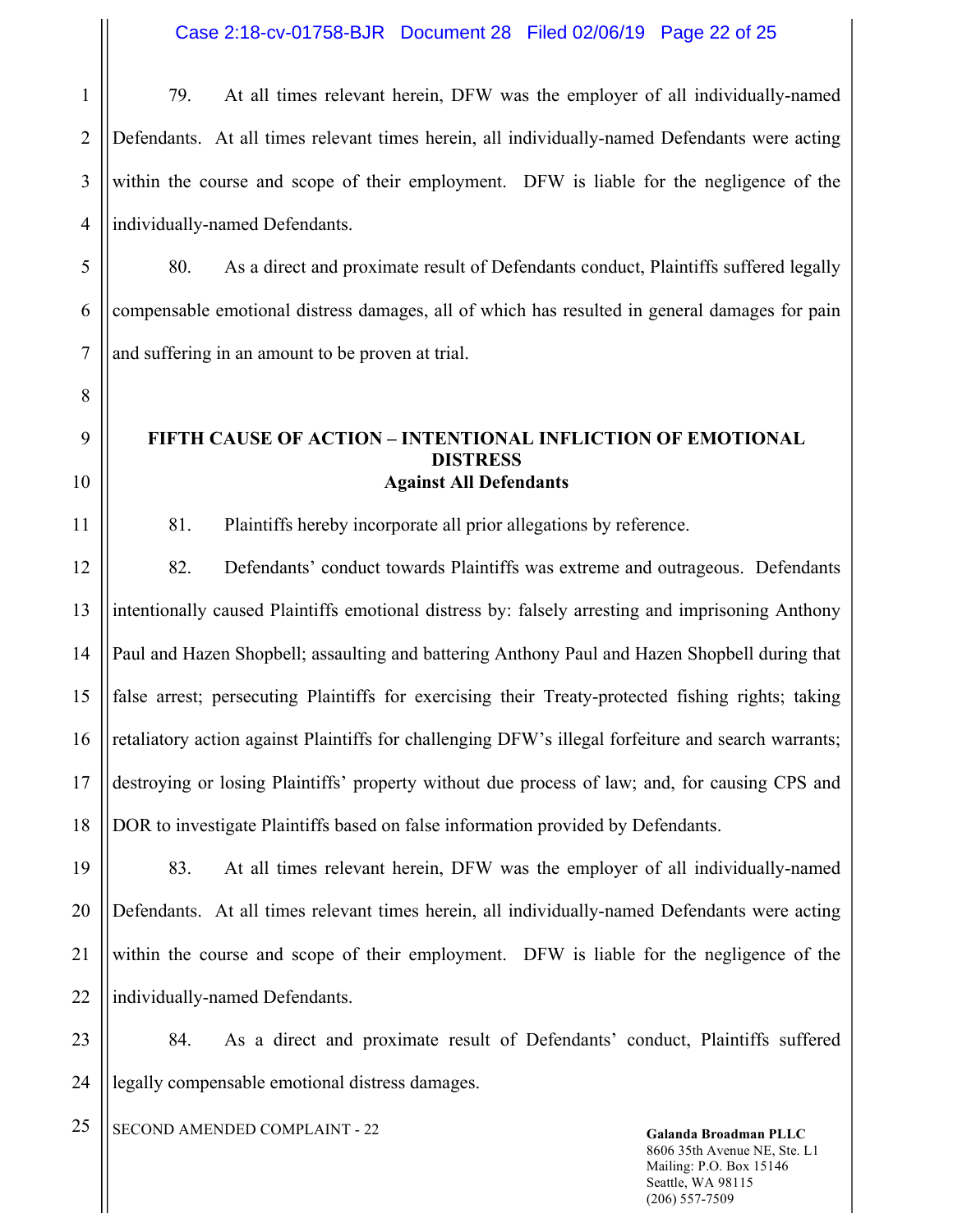79. At all times relevant herein, DFW was the employer of all individually-named Defendants. At all times relevant times herein, all individually-named Defendants were acting within the course and scope of their employment. DFW is liable for the negligence of the individually-named Defendants.

80. As a direct and proximate result of Defendants conduct, Plaintiffs suffered legally compensable emotional distress damages, all of which has resulted in general damages for pain and suffering in an amount to be proven at trial.

## FIFTH CAUSE OF ACTION – INTENTIONAL INFLICTION OF EMOTIONAL DISTRESS
**Against All Defendants**

81. Plaintiffs hereby incorporate all prior allegations by reference.

82. Defendants' conduct towards Plaintiffs was extreme and outrageous. Defendants intentionally caused Plaintiffs emotional distress by: falsely arresting and imprisoning Anthony Paul and Hazen Shopbell; assaulting and battering Anthony Paul and Hazen Shopbell during that false arrest; persecuting Plaintiffs for exercising their Treaty-protected fishing rights; taking retaliatory action against Plaintiffs for challenging DFW's illegal forfeiture and search warrants; destroying or losing Plaintiffs' property without due process of law; and, for causing CPS and DOR to investigate Plaintiffs based on false information provided by Defendants.

83. At all times relevant herein, DFW was the employer of all individually-named Defendants. At all times relevant times herein, all individually-named Defendants were acting within the course and scope of their employment. DFW is liable for the negligence of the individually-named Defendants.

84. As a direct and proximate result of Defendants' conduct, Plaintiffs suffered legally compensable emotional distress damages.

SECOND AMENDED COMPLAINT - 22

**Galanda Broadman PLLC**
8606 35th Avenue NE, Ste. L1
Mailing: P.O. Box 15146
Seattle, WA 98115
(206) 557-7509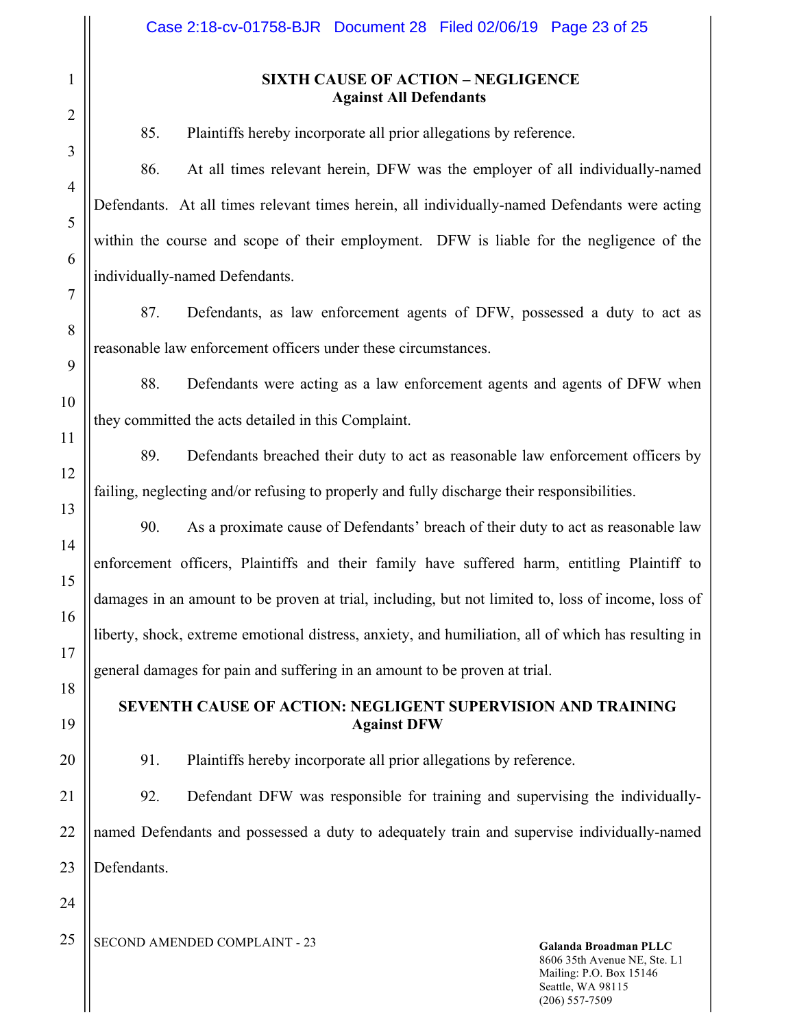**SIXTH CAUSE OF ACTION – NEGLIGENCE**
**Against All Defendants**

85. Plaintiffs hereby incorporate all prior allegations by reference.

86. At all times relevant herein, DFW was the employer of all individually-named Defendants. At all times relevant times herein, all individually-named Defendants were acting within the course and scope of their employment. DFW is liable for the negligence of the individually-named Defendants.

87. Defendants, as law enforcement agents of DFW, possessed a duty to act as reasonable law enforcement officers under these circumstances.

88. Defendants were acting as a law enforcement agents and agents of DFW when they committed the acts detailed in this Complaint.

89. Defendants breached their duty to act as reasonable law enforcement officers by failing, neglecting and/or refusing to properly and fully discharge their responsibilities.

90. As a proximate cause of Defendants' breach of their duty to act as reasonable law enforcement officers, Plaintiffs and their family have suffered harm, entitling Plaintiff to damages in an amount to be proven at trial, including, but not limited to, loss of income, loss of liberty, shock, extreme emotional distress, anxiety, and humiliation, all of which has resulting in general damages for pain and suffering in an amount to be proven at trial.

**SEVENTH CAUSE OF ACTION: NEGLIGENT SUPERVISION AND TRAINING**
**Against DFW**

91. Plaintiffs hereby incorporate all prior allegations by reference.

92. Defendant DFW was responsible for training and supervising the individually-named Defendants and possessed a duty to adequately train and supervise individually-named Defendants.

SECOND AMENDED COMPLAINT - 23

**Galanda Broadman PLLC**
8606 35th Avenue NE, Ste. L1
Mailing: P.O. Box 15146
Seattle, WA 98115
(206) 557-7509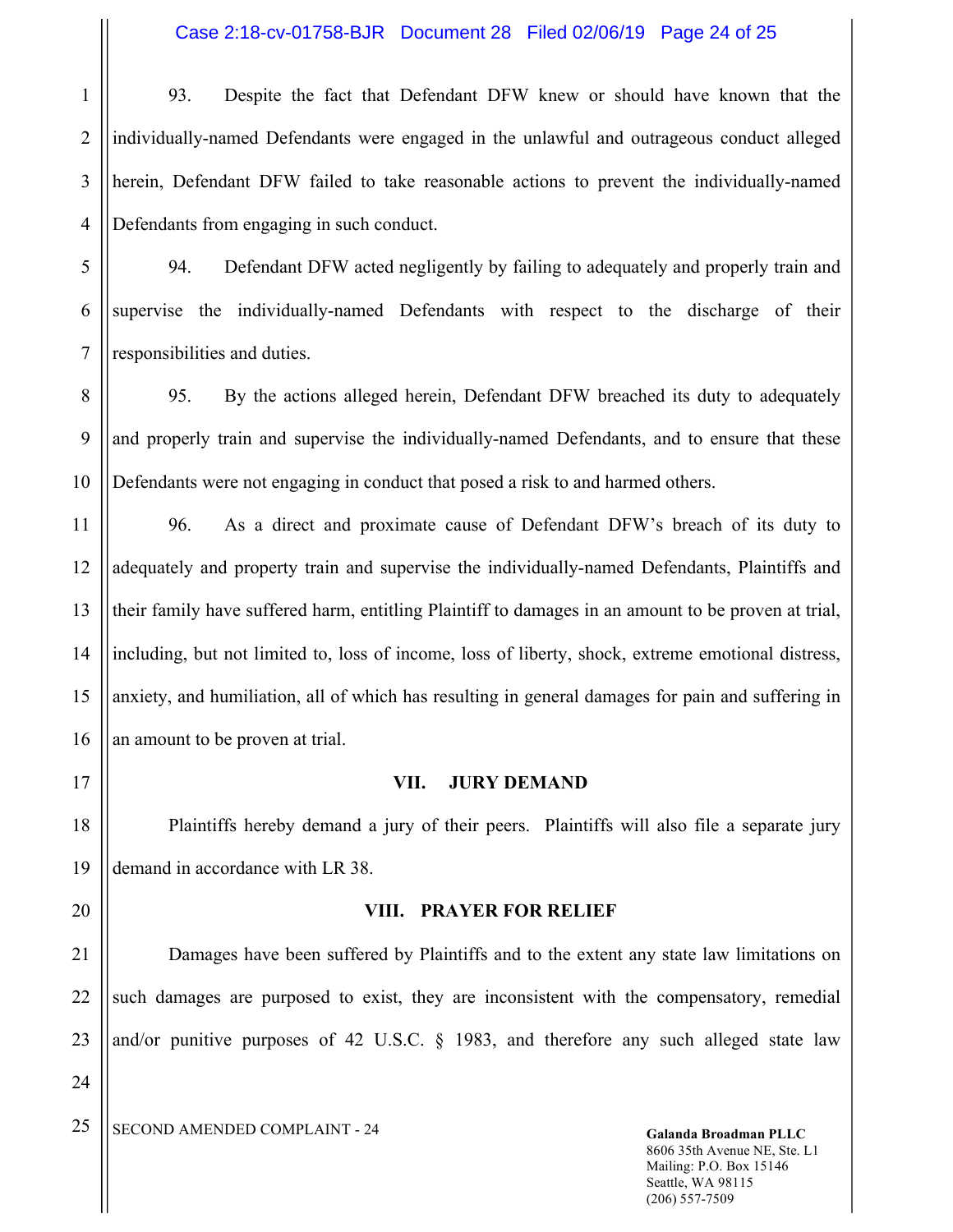93. Despite the fact that Defendant DFW knew or should have known that the individually-named Defendants were engaged in the unlawful and outrageous conduct alleged herein, Defendant DFW failed to take reasonable actions to prevent the individually-named Defendants from engaging in such conduct.

94. Defendant DFW acted negligently by failing to adequately and properly train and supervise the individually-named Defendants with respect to the discharge of their responsibilities and duties.

95. By the actions alleged herein, Defendant DFW breached its duty to adequately and properly train and supervise the individually-named Defendants, and to ensure that these Defendants were not engaging in conduct that posed a risk to and harmed others.

96. As a direct and proximate cause of Defendant DFW's breach of its duty to adequately and property train and supervise the individually-named Defendants, Plaintiffs and their family have suffered harm, entitling Plaintiff to damages in an amount to be proven at trial, including, but not limited to, loss of income, loss of liberty, shock, extreme emotional distress, anxiety, and humiliation, all of which has resulting in general damages for pain and suffering in an amount to be proven at trial.

## VII. JURY DEMAND

Plaintiffs hereby demand a jury of their peers. Plaintiffs will also file a separate jury demand in accordance with LR 38.

## VIII. PRAYER FOR RELIEF

Damages have been suffered by Plaintiffs and to the extent any state law limitations on such damages are purposed to exist, they are inconsistent with the compensatory, remedial and/or punitive purposes of 42 U.S.C. § 1983, and therefore any such alleged state law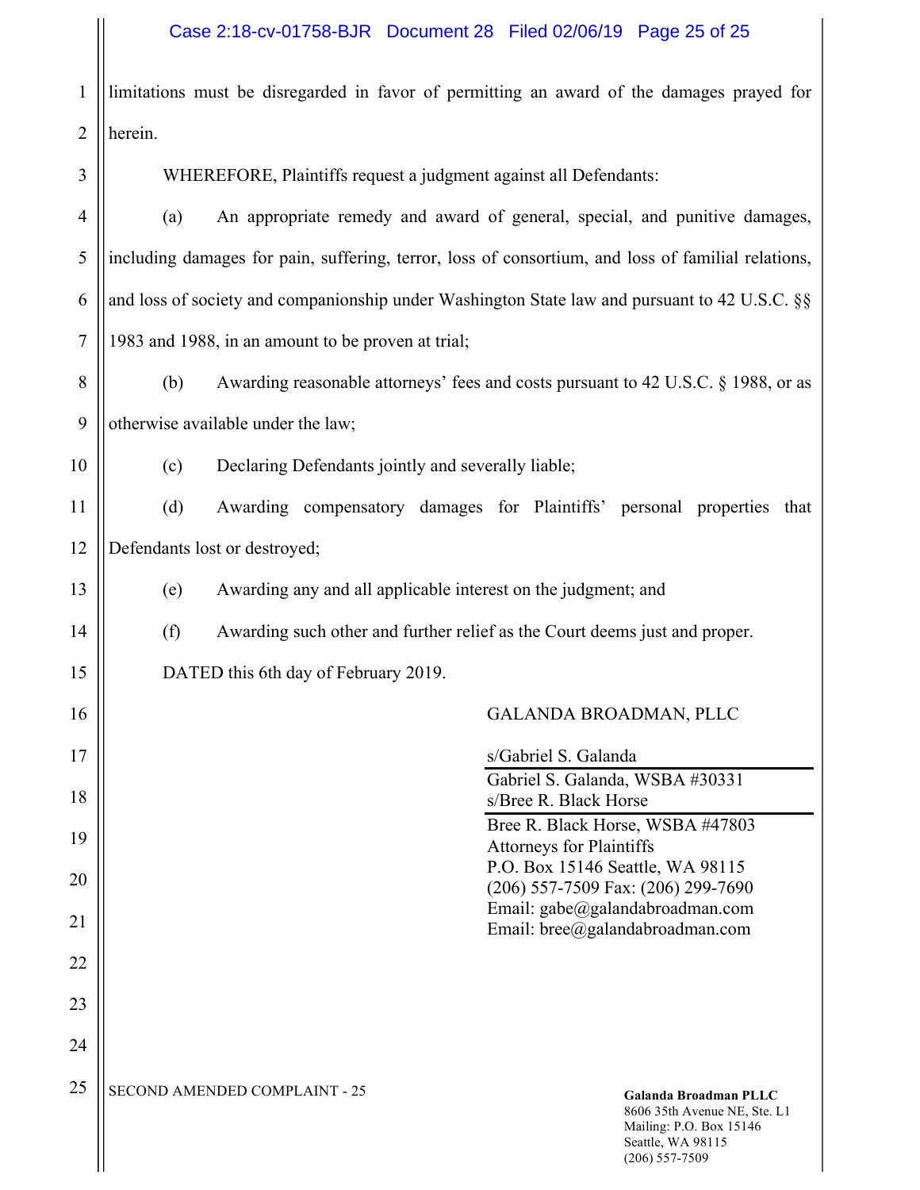limitations must be disregarded in favor of permitting an award of the damages prayed for herein.

WHEREFORE, Plaintiffs request a judgment against all Defendants:

(a) An appropriate remedy and award of general, special, and punitive damages, including damages for pain, suffering, terror, loss of consortium, and loss of familial relations, and loss of society and companionship under Washington State law and pursuant to 42 U.S.C. §§ 1983 and 1988, in an amount to be proven at trial;

(b) Awarding reasonable attorneys' fees and costs pursuant to 42 U.S.C. § 1988, or as otherwise available under the law;

(c) Declaring Defendants jointly and severally liable;

(d) Awarding compensatory damages for Plaintiffs' personal properties that Defendants lost or destroyed;

(e) Awarding any and all applicable interest on the judgment; and

(f) Awarding such other and further relief as the Court deems just and proper.

DATED this 6th day of February 2019.

GALANDA BROADMAN, PLLC

s/Gabriel S. Galanda
Gabriel S. Galanda, WSBA #30331
s/Bree R. Black Horse
Bree R. Black Horse, WSBA #47803
Attorneys for Plaintiffs
P.O. Box 15146 Seattle, WA 98115
(206) 557-7509 Fax: (206) 299-7690
Email: gabe@galandabroadman.com
Email: bree@galandabroadman.com